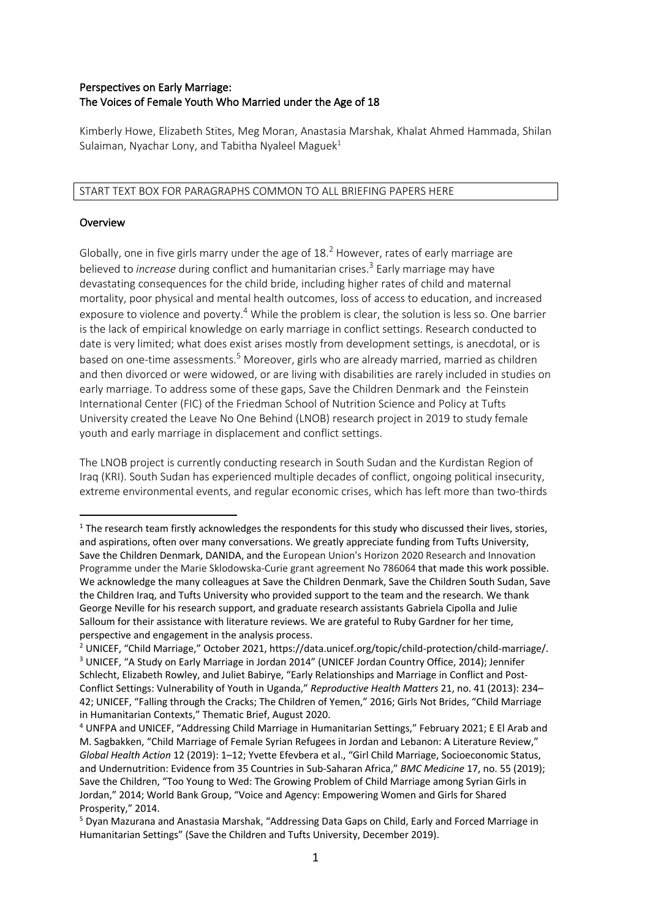**Perspectives on Early Marriage:**
**The Voices of Female Youth Who Married under the Age of 18**

Kimberly Howe, Elizabeth Stites, Meg Moran, Anastasia Marshak, Khalat Ahmed Hammada, Shilan Sulaiman, Nyachar Lony, and Tabitha Nyaleel Maguek[1]

START TEXT BOX FOR PARAGRAPHS COMMON TO ALL BRIEFING PAPERS HERE

## Overview

Globally, one in five girls marry under the age of 18.[2] However, rates of early marriage are believed to *increase* during conflict and humanitarian crises.[3] Early marriage may have devastating consequences for the child bride, including higher rates of child and maternal mortality, poor physical and mental health outcomes, loss of access to education, and increased exposure to violence and poverty.[4] While the problem is clear, the solution is less so. One barrier is the lack of empirical knowledge on early marriage in conflict settings. Research conducted to date is very limited; what does exist arises mostly from development settings, is anecdotal, or is based on one-time assessments.[5] Moreover, girls who are already married, married as children and then divorced or were widowed, or are living with disabilities are rarely included in studies on early marriage. To address some of these gaps, Save the Children Denmark and the Feinstein International Center (FIC) of the Friedman School of Nutrition Science and Policy at Tufts University created the Leave No One Behind (LNOB) research project in 2019 to study female youth and early marriage in displacement and conflict settings.

The LNOB project is currently conducting research in South Sudan and the Kurdistan Region of Iraq (KRI). South Sudan has experienced multiple decades of conflict, ongoing political insecurity, extreme environmental events, and regular economic crises, which has left more than two-thirds

---

[1] The research team firstly acknowledges the respondents for this study who discussed their lives, stories, and aspirations, often over many conversations. We greatly appreciate funding from Tufts University, Save the Children Denmark, DANIDA, and the European Union's Horizon 2020 Research and Innovation Programme under the Marie Sklodowska-Curie grant agreement No 786064 that made this work possible. We acknowledge the many colleagues at Save the Children Denmark, Save the Children South Sudan, Save the Children Iraq, and Tufts University who provided support to the team and the research. We thank George Neville for his research support, and graduate research assistants Gabriela Cipolla and Julie Salloum for their assistance with literature reviews. We are grateful to Ruby Gardner for her time, perspective and engagement in the analysis process.

[2] UNICEF, "Child Marriage," October 2021, https://data.unicef.org/topic/child-protection/child-marriage/.

[3] UNICEF, "A Study on Early Marriage in Jordan 2014" (UNICEF Jordan Country Office, 2014); Jennifer Schlecht, Elizabeth Rowley, and Juliet Babirye, "Early Relationships and Marriage in Conflict and Post-Conflict Settings: Vulnerability of Youth in Uganda," *Reproductive Health Matters* 21, no. 41 (2013): 234–42; UNICEF, "Falling through the Cracks; The Children of Yemen," 2016; Girls Not Brides, "Child Marriage in Humanitarian Contexts," Thematic Brief, August 2020.

[4] UNFPA and UNICEF, "Addressing Child Marriage in Humanitarian Settings," February 2021; E El Arab and M. Sagbakken, "Child Marriage of Female Syrian Refugees in Jordan and Lebanon: A Literature Review," *Global Health Action* 12 (2019): 1–12; Yvette Efevbera et al., "Girl Child Marriage, Socioeconomic Status, and Undernutrition: Evidence from 35 Countries in Sub-Saharan Africa," *BMC Medicine* 17, no. 55 (2019); Save the Children, "Too Young to Wed: The Growing Problem of Child Marriage among Syrian Girls in Jordan," 2014; World Bank Group, "Voice and Agency: Empowering Women and Girls for Shared Prosperity," 2014.

[5] Dyan Mazurana and Anastasia Marshak, "Addressing Data Gaps on Child, Early and Forced Marriage in Humanitarian Settings" (Save the Children and Tufts University, December 2019).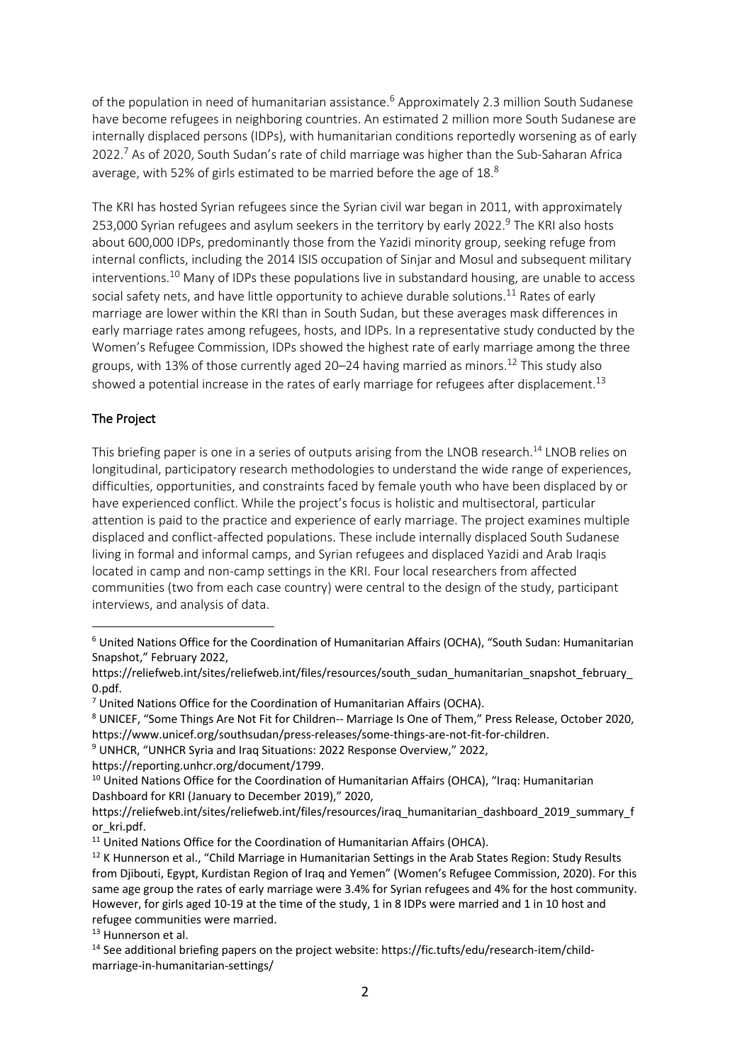of the population in need of humanitarian assistance.[6] Approximately 2.3 million South Sudanese have become refugees in neighboring countries. An estimated 2 million more South Sudanese are internally displaced persons (IDPs), with humanitarian conditions reportedly worsening as of early 2022.[7] As of 2020, South Sudan's rate of child marriage was higher than the Sub-Saharan Africa average, with 52% of girls estimated to be married before the age of 18.[8]

The KRI has hosted Syrian refugees since the Syrian civil war began in 2011, with approximately 253,000 Syrian refugees and asylum seekers in the territory by early 2022.[9] The KRI also hosts about 600,000 IDPs, predominantly those from the Yazidi minority group, seeking refuge from internal conflicts, including the 2014 ISIS occupation of Sinjar and Mosul and subsequent military interventions.[10] Many of IDPs these populations live in substandard housing, are unable to access social safety nets, and have little opportunity to achieve durable solutions.[11] Rates of early marriage are lower within the KRI than in South Sudan, but these averages mask differences in early marriage rates among refugees, hosts, and IDPs. In a representative study conducted by the Women's Refugee Commission, IDPs showed the highest rate of early marriage among the three groups, with 13% of those currently aged 20–24 having married as minors.[12] This study also showed a potential increase in the rates of early marriage for refugees after displacement.[13]

## The Project

This briefing paper is one in a series of outputs arising from the LNOB research.[14] LNOB relies on longitudinal, participatory research methodologies to understand the wide range of experiences, difficulties, opportunities, and constraints faced by female youth who have been displaced by or have experienced conflict. While the project's focus is holistic and multisectoral, particular attention is paid to the practice and experience of early marriage. The project examines multiple displaced and conflict-affected populations. These include internally displaced South Sudanese living in formal and informal camps, and Syrian refugees and displaced Yazidi and Arab Iraqis located in camp and non-camp settings in the KRI. Four local researchers from affected communities (two from each case country) were central to the design of the study, participant interviews, and analysis of data.

---

[6] United Nations Office for the Coordination of Humanitarian Affairs (OCHA), "South Sudan: Humanitarian Snapshot," February 2022, https://reliefweb.int/sites/reliefweb.int/files/resources/south_sudan_humanitarian_snapshot_february_0.pdf.

[7] United Nations Office for the Coordination of Humanitarian Affairs (OCHA).

[8] UNICEF, "Some Things Are Not Fit for Children-- Marriage Is One of Them," Press Release, October 2020, https://www.unicef.org/southsudan/press-releases/some-things-are-not-fit-for-children.

[9] UNHCR, "UNHCR Syria and Iraq Situations: 2022 Response Overview," 2022, https://reporting.unhcr.org/document/1799.

[10] United Nations Office for the Coordination of Humanitarian Affairs (OHCA), "Iraq: Humanitarian Dashboard for KRI (January to December 2019)," 2020, https://reliefweb.int/sites/reliefweb.int/files/resources/iraq_humanitarian_dashboard_2019_summary_for_kri.pdf.

[11] United Nations Office for the Coordination of Humanitarian Affairs (OHCA).

[12] K Hunnerson et al., "Child Marriage in Humanitarian Settings in the Arab States Region: Study Results from Djibouti, Egypt, Kurdistan Region of Iraq and Yemen" (Women's Refugee Commission, 2020). For this same age group the rates of early marriage were 3.4% for Syrian refugees and 4% for the host community. However, for girls aged 10-19 at the time of the study, 1 in 8 IDPs were married and 1 in 10 host and refugee communities were married.

[13] Hunnerson et al.

[14] See additional briefing papers on the project website: https://fic.tufts/edu/research-item/child-marriage-in-humanitarian-settings/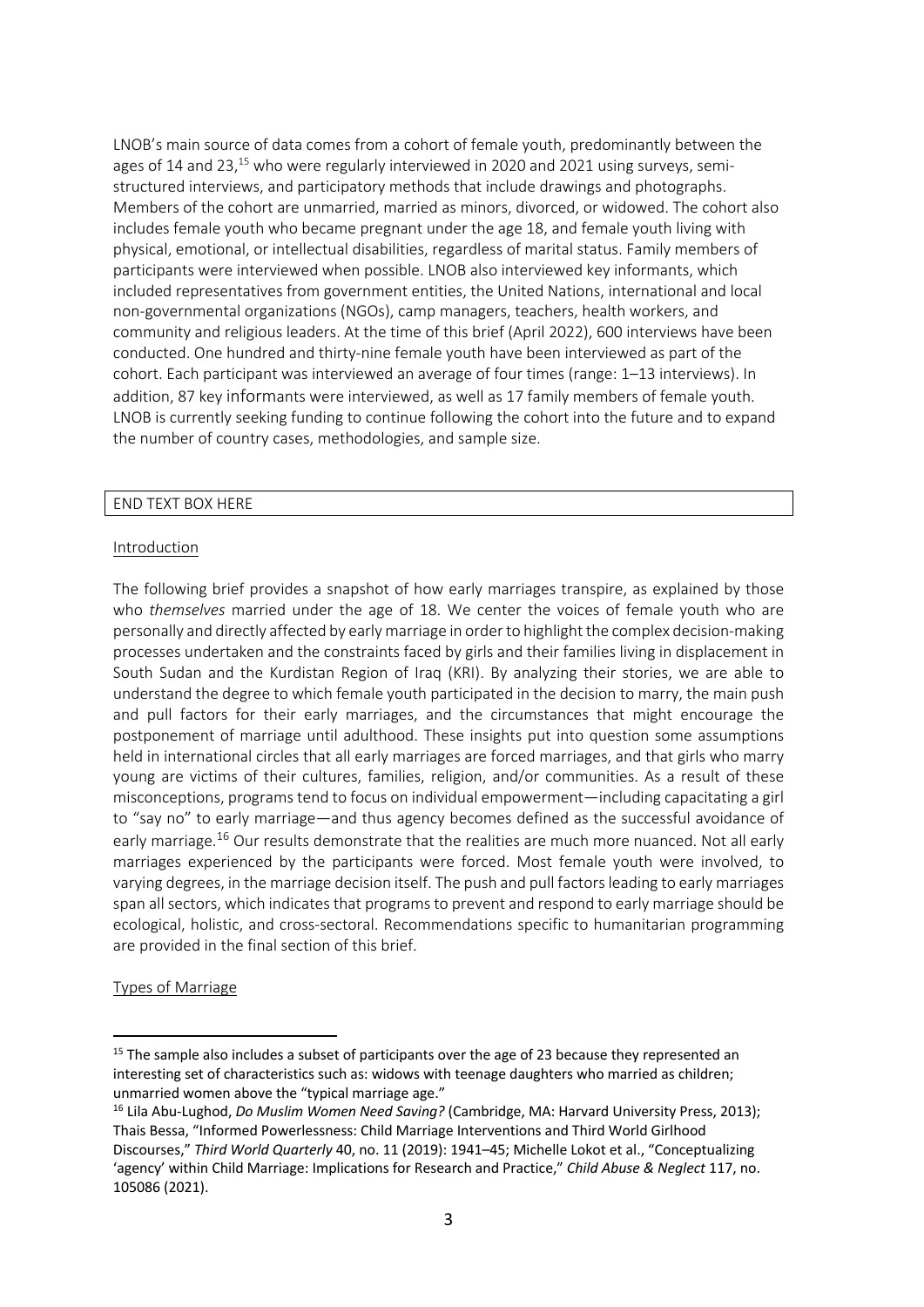LNOB's main source of data comes from a cohort of female youth, predominantly between the ages of 14 and 23,[15] who were regularly interviewed in 2020 and 2021 using surveys, semi-structured interviews, and participatory methods that include drawings and photographs. Members of the cohort are unmarried, married as minors, divorced, or widowed. The cohort also includes female youth who became pregnant under the age 18, and female youth living with physical, emotional, or intellectual disabilities, regardless of marital status. Family members of participants were interviewed when possible. LNOB also interviewed key informants, which included representatives from government entities, the United Nations, international and local non-governmental organizations (NGOs), camp managers, teachers, health workers, and community and religious leaders. At the time of this brief (April 2022), 600 interviews have been conducted. One hundred and thirty-nine female youth have been interviewed as part of the cohort. Each participant was interviewed an average of four times (range: 1–13 interviews). In addition, 87 key informants were interviewed, as well as 17 family members of female youth. LNOB is currently seeking funding to continue following the cohort into the future and to expand the number of country cases, methodologies, and sample size.

END TEXT BOX HERE

## Introduction

The following brief provides a snapshot of how early marriages transpire, as explained by those who *themselves* married under the age of 18. We center the voices of female youth who are personally and directly affected by early marriage in order to highlight the complex decision-making processes undertaken and the constraints faced by girls and their families living in displacement in South Sudan and the Kurdistan Region of Iraq (KRI). By analyzing their stories, we are able to understand the degree to which female youth participated in the decision to marry, the main push and pull factors for their early marriages, and the circumstances that might encourage the postponement of marriage until adulthood. These insights put into question some assumptions held in international circles that all early marriages are forced marriages, and that girls who marry young are victims of their cultures, families, religion, and/or communities. As a result of these misconceptions, programs tend to focus on individual empowerment—including capacitating a girl to "say no" to early marriage—and thus agency becomes defined as the successful avoidance of early marriage.[16] Our results demonstrate that the realities are much more nuanced. Not all early marriages experienced by the participants were forced. Most female youth were involved, to varying degrees, in the marriage decision itself. The push and pull factors leading to early marriages span all sectors, which indicates that programs to prevent and respond to early marriage should be ecological, holistic, and cross-sectoral. Recommendations specific to humanitarian programming are provided in the final section of this brief.

## Types of Marriage

---

[15] The sample also includes a subset of participants over the age of 23 because they represented an interesting set of characteristics such as: widows with teenage daughters who married as children; unmarried women above the "typical marriage age."

[16] Lila Abu-Lughod, *Do Muslim Women Need Saving?* (Cambridge, MA: Harvard University Press, 2013); Thais Bessa, "Informed Powerlessness: Child Marriage Interventions and Third World Girlhood Discourses," *Third World Quarterly* 40, no. 11 (2019): 1941–45; Michelle Lokot et al., "Conceptualizing 'agency' within Child Marriage: Implications for Research and Practice," *Child Abuse & Neglect* 117, no. 105086 (2021).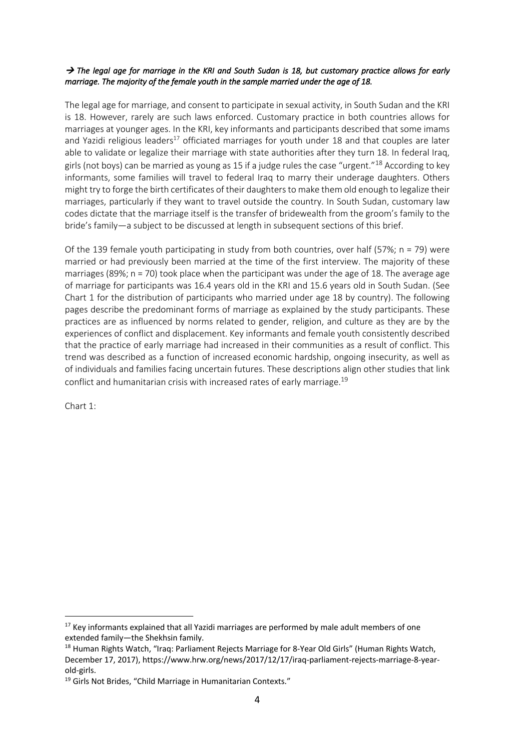***→ The legal age for marriage in the KRI and South Sudan is 18, but customary practice allows for early marriage. The majority of the female youth in the sample married under the age of 18.***

The legal age for marriage, and consent to participate in sexual activity, in South Sudan and the KRI is 18. However, rarely are such laws enforced. Customary practice in both countries allows for marriages at younger ages. In the KRI, key informants and participants described that some imams and Yazidi religious leaders[17] officiated marriages for youth under 18 and that couples are later able to validate or legalize their marriage with state authorities after they turn 18. In federal Iraq, girls (not boys) can be married as young as 15 if a judge rules the case "urgent."[18] According to key informants, some families will travel to federal Iraq to marry their underage daughters. Others might try to forge the birth certificates of their daughters to make them old enough to legalize their marriages, particularly if they want to travel outside the country. In South Sudan, customary law codes dictate that the marriage itself is the transfer of bridewealth from the groom's family to the bride's family—a subject to be discussed at length in subsequent sections of this brief.

Of the 139 female youth participating in study from both countries, over half (57%; n = 79) were married or had previously been married at the time of the first interview. The majority of these marriages (89%; n = 70) took place when the participant was under the age of 18. The average age of marriage for participants was 16.4 years old in the KRI and 15.6 years old in South Sudan. (See Chart 1 for the distribution of participants who married under age 18 by country). The following pages describe the predominant forms of marriage as explained by the study participants. These practices are as influenced by norms related to gender, religion, and culture as they are by the experiences of conflict and displacement. Key informants and female youth consistently described that the practice of early marriage had increased in their communities as a result of conflict. This trend was described as a function of increased economic hardship, ongoing insecurity, as well as of individuals and families facing uncertain futures. These descriptions align other studies that link conflict and humanitarian crisis with increased rates of early marriage.[19]

Chart 1:

---

[17] Key informants explained that all Yazidi marriages are performed by male adult members of one extended family—the Shekhsin family.

[18] Human Rights Watch, "Iraq: Parliament Rejects Marriage for 8-Year Old Girls" (Human Rights Watch, December 17, 2017), https://www.hrw.org/news/2017/12/17/iraq-parliament-rejects-marriage-8-year-old-girls.

[19] Girls Not Brides, "Child Marriage in Humanitarian Contexts."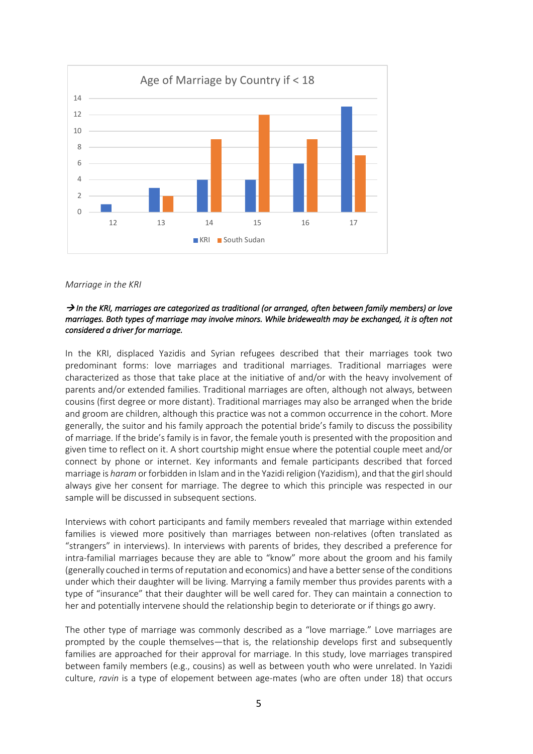**Age of Marriage by Country if < 18**

| Age | KRI | South Sudan |
|---|---|---|
| 12 | 1 | |
| 13 | 3 | 2 |
| 14 | 4 | 9 |
| 15 | 4 | 12 |
| 16 | 6 | 9 |
| 17 | 13 | 7 |

*Marriage in the KRI*

***→ In the KRI, marriages are categorized as traditional (or arranged, often between family members) or love marriages. Both types of marriage may involve minors. While bridewealth may be exchanged, it is often not considered a driver for marriage.***

In the KRI, displaced Yazidis and Syrian refugees described that their marriages took two predominant forms: love marriages and traditional marriages. Traditional marriages were characterized as those that take place at the initiative of and/or with the heavy involvement of parents and/or extended families. Traditional marriages are often, although not always, between cousins (first degree or more distant). Traditional marriages may also be arranged when the bride and groom are children, although this practice was not a common occurrence in the cohort. More generally, the suitor and his family approach the potential bride's family to discuss the possibility of marriage. If the bride's family is in favor, the female youth is presented with the proposition and given time to reflect on it. A short courtship might ensue where the potential couple meet and/or connect by phone or internet. Key informants and female participants described that forced marriage is *haram* or forbidden in Islam and in the Yazidi religion (Yazidism), and that the girl should always give her consent for marriage. The degree to which this principle was respected in our sample will be discussed in subsequent sections.

Interviews with cohort participants and family members revealed that marriage within extended families is viewed more positively than marriages between non-relatives (often translated as "strangers" in interviews). In interviews with parents of brides, they described a preference for intra-familial marriages because they are able to "know" more about the groom and his family (generally couched in terms of reputation and economics) and have a better sense of the conditions under which their daughter will be living. Marrying a family member thus provides parents with a type of "insurance" that their daughter will be well cared for. They can maintain a connection to her and potentially intervene should the relationship begin to deteriorate or if things go awry.

The other type of marriage was commonly described as a "love marriage." Love marriages are prompted by the couple themselves—that is, the relationship develops first and subsequently families are approached for their approval for marriage. In this study, love marriages transpired between family members (e.g., cousins) as well as between youth who were unrelated. In Yazidi culture, *ravin* is a type of elopement between age-mates (who are often under 18) that occurs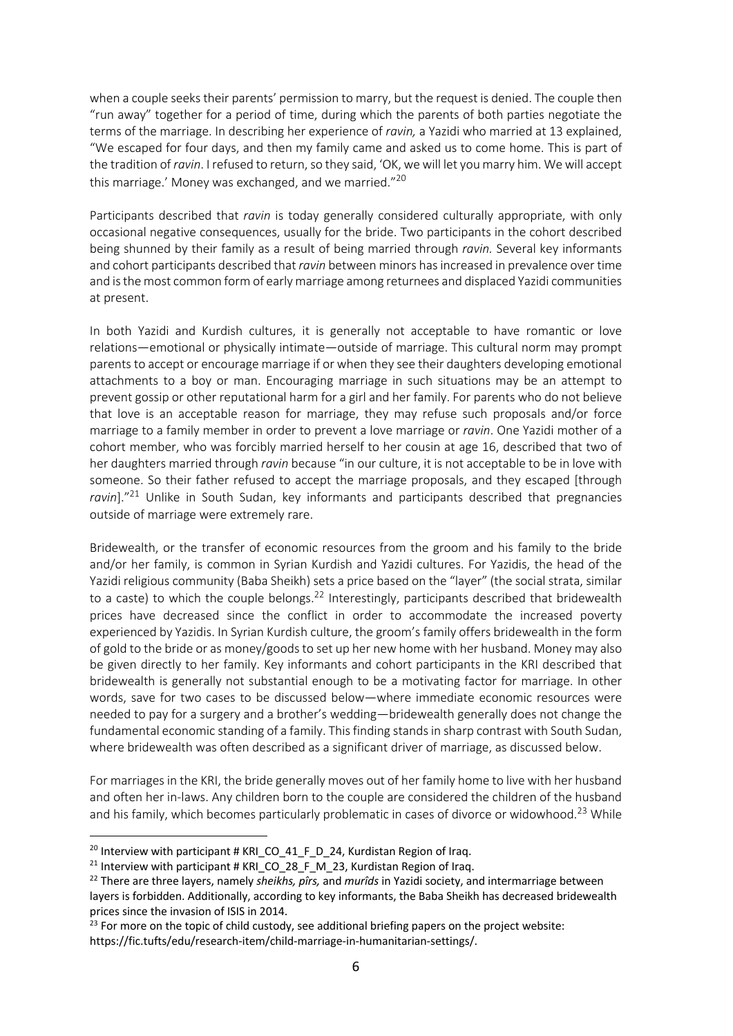when a couple seeks their parents' permission to marry, but the request is denied. The couple then "run away" together for a period of time, during which the parents of both parties negotiate the terms of the marriage. In describing her experience of *ravin,* a Yazidi who married at 13 explained, "We escaped for four days, and then my family came and asked us to come home. This is part of the tradition of *ravin*. I refused to return, so they said, 'OK, we will let you marry him. We will accept this marriage.' Money was exchanged, and we married."[20]

Participants described that *ravin* is today generally considered culturally appropriate, with only occasional negative consequences, usually for the bride. Two participants in the cohort described being shunned by their family as a result of being married through *ravin.* Several key informants and cohort participants described that *ravin* between minors has increased in prevalence over time and is the most common form of early marriage among returnees and displaced Yazidi communities at present.

In both Yazidi and Kurdish cultures, it is generally not acceptable to have romantic or love relations—emotional or physically intimate—outside of marriage. This cultural norm may prompt parents to accept or encourage marriage if or when they see their daughters developing emotional attachments to a boy or man. Encouraging marriage in such situations may be an attempt to prevent gossip or other reputational harm for a girl and her family. For parents who do not believe that love is an acceptable reason for marriage, they may refuse such proposals and/or force marriage to a family member in order to prevent a love marriage or *ravin*. One Yazidi mother of a cohort member, who was forcibly married herself to her cousin at age 16, described that two of her daughters married through *ravin* because "in our culture, it is not acceptable to be in love with someone. So their father refused to accept the marriage proposals, and they escaped [through *ravin*]."[21] Unlike in South Sudan, key informants and participants described that pregnancies outside of marriage were extremely rare.

Bridewealth, or the transfer of economic resources from the groom and his family to the bride and/or her family, is common in Syrian Kurdish and Yazidi cultures. For Yazidis, the head of the Yazidi religious community (Baba Sheikh) sets a price based on the "layer" (the social strata, similar to a caste) to which the couple belongs.[22] Interestingly, participants described that bridewealth prices have decreased since the conflict in order to accommodate the increased poverty experienced by Yazidis. In Syrian Kurdish culture, the groom's family offers bridewealth in the form of gold to the bride or as money/goods to set up her new home with her husband. Money may also be given directly to her family. Key informants and cohort participants in the KRI described that bridewealth is generally not substantial enough to be a motivating factor for marriage. In other words, save for two cases to be discussed below—where immediate economic resources were needed to pay for a surgery and a brother's wedding—bridewealth generally does not change the fundamental economic standing of a family. This finding stands in sharp contrast with South Sudan, where bridewealth was often described as a significant driver of marriage, as discussed below.

For marriages in the KRI, the bride generally moves out of her family home to live with her husband and often her in-laws. Any children born to the couple are considered the children of the husband and his family, which becomes particularly problematic in cases of divorce or widowhood.[23] While

---

[20] Interview with participant # KRI_CO_41_F_D_24, Kurdistan Region of Iraq.

[21] Interview with participant # KRI_CO_28_F_M_23, Kurdistan Region of Iraq.

[22] There are three layers, namely *sheikhs, pîrs,* and *murîds* in Yazidi society, and intermarriage between layers is forbidden. Additionally, according to key informants, the Baba Sheikh has decreased bridewealth prices since the invasion of ISIS in 2014.

[23] For more on the topic of child custody, see additional briefing papers on the project website: https://fic.tufts/edu/research-item/child-marriage-in-humanitarian-settings/.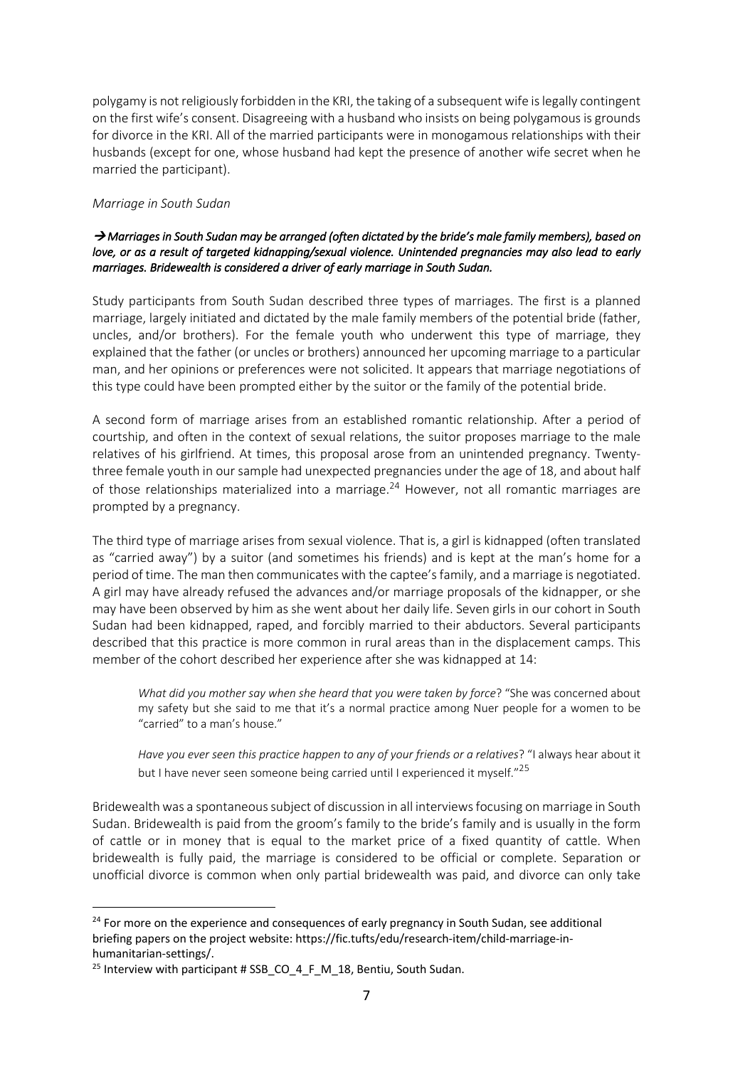polygamy is not religiously forbidden in the KRI, the taking of a subsequent wife is legally contingent on the first wife's consent. Disagreeing with a husband who insists on being polygamous is grounds for divorce in the KRI. All of the married participants were in monogamous relationships with their husbands (except for one, whose husband had kept the presence of another wife secret when he married the participant).

*Marriage in South Sudan*

***→Marriages in South Sudan may be arranged (often dictated by the bride's male family members), based on love, or as a result of targeted kidnapping/sexual violence. Unintended pregnancies may also lead to early marriages. Bridewealth is considered a driver of early marriage in South Sudan.***

Study participants from South Sudan described three types of marriages. The first is a planned marriage, largely initiated and dictated by the male family members of the potential bride (father, uncles, and/or brothers). For the female youth who underwent this type of marriage, they explained that the father (or uncles or brothers) announced her upcoming marriage to a particular man, and her opinions or preferences were not solicited. It appears that marriage negotiations of this type could have been prompted either by the suitor or the family of the potential bride.

A second form of marriage arises from an established romantic relationship. After a period of courtship, and often in the context of sexual relations, the suitor proposes marriage to the male relatives of his girlfriend. At times, this proposal arose from an unintended pregnancy. Twenty-three female youth in our sample had unexpected pregnancies under the age of 18, and about half of those relationships materialized into a marriage.[24] However, not all romantic marriages are prompted by a pregnancy.

The third type of marriage arises from sexual violence. That is, a girl is kidnapped (often translated as "carried away") by a suitor (and sometimes his friends) and is kept at the man's home for a period of time. The man then communicates with the captee's family, and a marriage is negotiated. A girl may have already refused the advances and/or marriage proposals of the kidnapper, or she may have been observed by him as she went about her daily life. Seven girls in our cohort in South Sudan had been kidnapped, raped, and forcibly married to their abductors. Several participants described that this practice is more common in rural areas than in the displacement camps. This member of the cohort described her experience after she was kidnapped at 14:

> *What did you mother say when she heard that you were taken by force*? "She was concerned about my safety but she said to me that it's a normal practice among Nuer people for a women to be "carried" to a man's house."
>
> *Have you ever seen this practice happen to any of your friends or a relatives*? "I always hear about it but I have never seen someone being carried until I experienced it myself."[25]

Bridewealth was a spontaneous subject of discussion in all interviews focusing on marriage in South Sudan. Bridewealth is paid from the groom's family to the bride's family and is usually in the form of cattle or in money that is equal to the market price of a fixed quantity of cattle. When bridewealth is fully paid, the marriage is considered to be official or complete. Separation or unofficial divorce is common when only partial bridewealth was paid, and divorce can only take

---

[24] For more on the experience and consequences of early pregnancy in South Sudan, see additional briefing papers on the project website: https://fic.tufts/edu/research-item/child-marriage-in-humanitarian-settings/.

[25] Interview with participant # SSB_CO_4_F_M_18, Bentiu, South Sudan.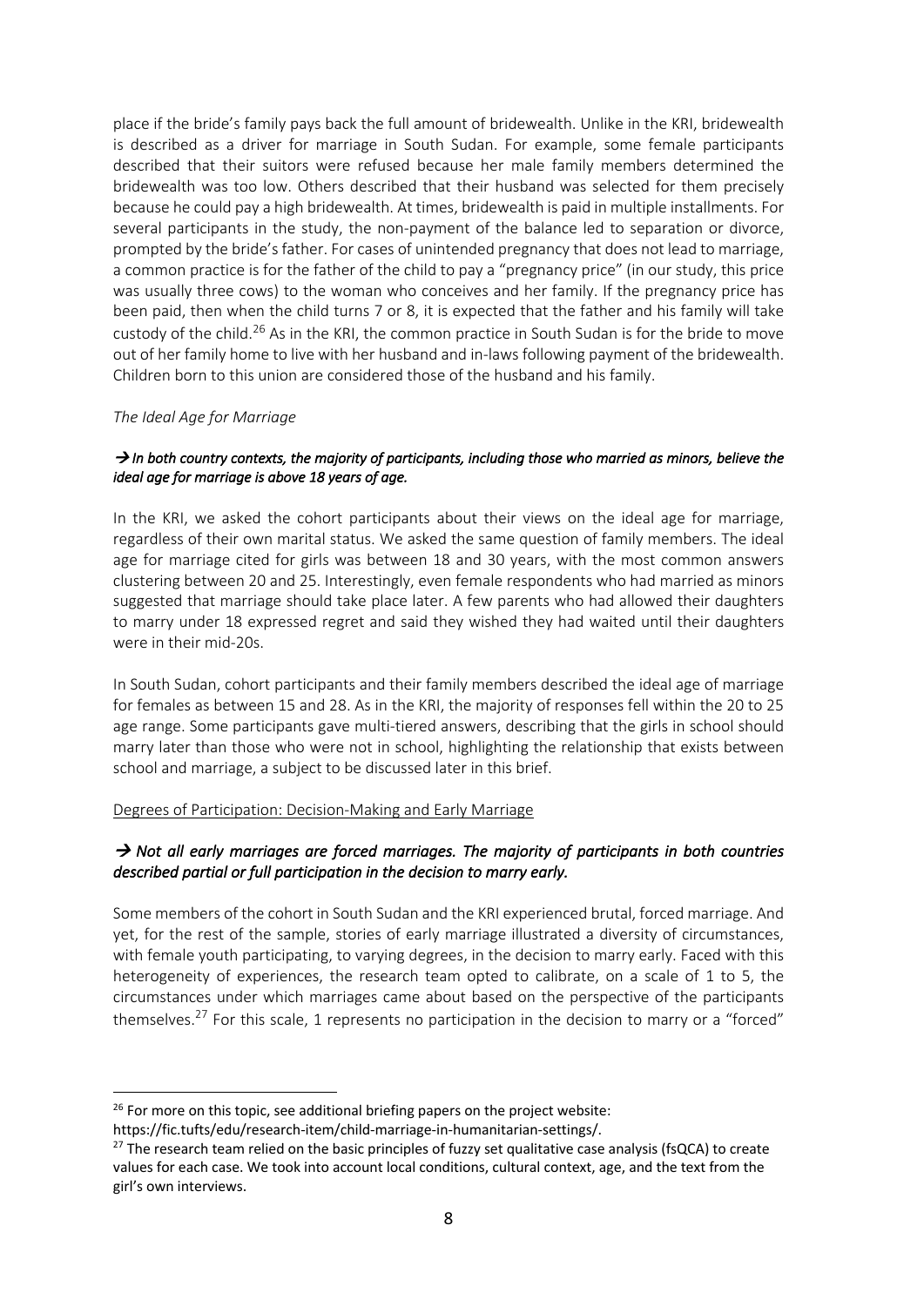place if the bride's family pays back the full amount of bridewealth. Unlike in the KRI, bridewealth is described as a driver for marriage in South Sudan. For example, some female participants described that their suitors were refused because her male family members determined the bridewealth was too low. Others described that their husband was selected for them precisely because he could pay a high bridewealth. At times, bridewealth is paid in multiple installments. For several participants in the study, the non-payment of the balance led to separation or divorce, prompted by the bride's father. For cases of unintended pregnancy that does not lead to marriage, a common practice is for the father of the child to pay a "pregnancy price" (in our study, this price was usually three cows) to the woman who conceives and her family. If the pregnancy price has been paid, then when the child turns 7 or 8, it is expected that the father and his family will take custody of the child.[26] As in the KRI, the common practice in South Sudan is for the bride to move out of her family home to live with her husband and in-laws following payment of the bridewealth. Children born to this union are considered those of the husband and his family.

*The Ideal Age for Marriage*

***→ In both country contexts, the majority of participants, including those who married as minors, believe the ideal age for marriage is above 18 years of age.***

In the KRI, we asked the cohort participants about their views on the ideal age for marriage, regardless of their own marital status. We asked the same question of family members. The ideal age for marriage cited for girls was between 18 and 30 years, with the most common answers clustering between 20 and 25. Interestingly, even female respondents who had married as minors suggested that marriage should take place later. A few parents who had allowed their daughters to marry under 18 expressed regret and said they wished they had waited until their daughters were in their mid-20s.

In South Sudan, cohort participants and their family members described the ideal age of marriage for females as between 15 and 28. As in the KRI, the majority of responses fell within the 20 to 25 age range. Some participants gave multi-tiered answers, describing that the girls in school should marry later than those who were not in school, highlighting the relationship that exists between school and marriage, a subject to be discussed later in this brief.

Degrees of Participation: Decision-Making and Early Marriage

***→ Not all early marriages are forced marriages. The majority of participants in both countries described partial or full participation in the decision to marry early.***

Some members of the cohort in South Sudan and the KRI experienced brutal, forced marriage. And yet, for the rest of the sample, stories of early marriage illustrated a diversity of circumstances, with female youth participating, to varying degrees, in the decision to marry early. Faced with this heterogeneity of experiences, the research team opted to calibrate, on a scale of 1 to 5, the circumstances under which marriages came about based on the perspective of the participants themselves.[27] For this scale, 1 represents no participation in the decision to marry or a "forced"

---

[26] For more on this topic, see additional briefing papers on the project website: https://fic.tufts/edu/research-item/child-marriage-in-humanitarian-settings/.

[27] The research team relied on the basic principles of fuzzy set qualitative case analysis (fsQCA) to create values for each case. We took into account local conditions, cultural context, age, and the text from the girl's own interviews.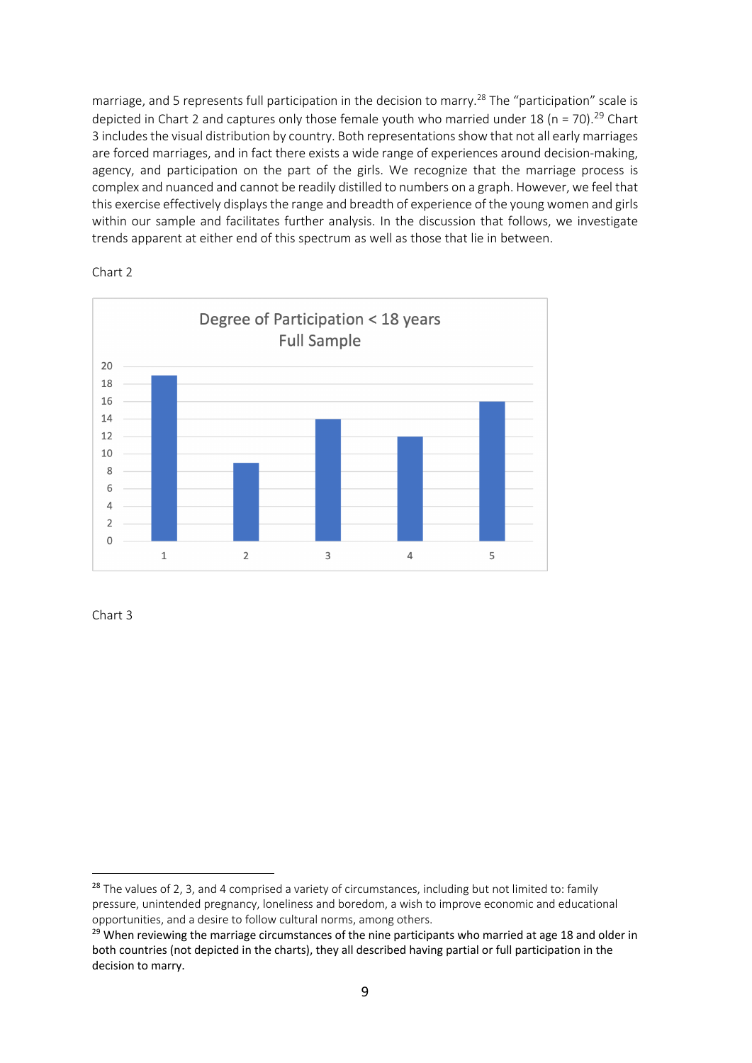marriage, and 5 represents full participation in the decision to marry.[28] The "participation" scale is depicted in Chart 2 and captures only those female youth who married under 18 (n = 70).[29] Chart 3 includes the visual distribution by country. Both representations show that not all early marriages are forced marriages, and in fact there exists a wide range of experiences around decision-making, agency, and participation on the part of the girls. We recognize that the marriage process is complex and nuanced and cannot be readily distilled to numbers on a graph. However, we feel that this exercise effectively displays the range and breadth of experience of the young women and girls within our sample and facilitates further analysis. In the discussion that follows, we investigate trends apparent at either end of this spectrum as well as those that lie in between.

Chart 2

**Degree of Participation < 18 years**
**Full Sample**

| Degree of Participation | Count |
|---|---|
| 1 | 19 |
| 2 | 9 |
| 3 | 14 |
| 4 | 12 |
| 5 | 16 |

Chart 3

---

[28] The values of 2, 3, and 4 comprised a variety of circumstances, including but not limited to: family pressure, unintended pregnancy, loneliness and boredom, a wish to improve economic and educational opportunities, and a desire to follow cultural norms, among others.

[29] When reviewing the marriage circumstances of the nine participants who married at age 18 and older in both countries (not depicted in the charts), they all described having partial or full participation in the decision to marry.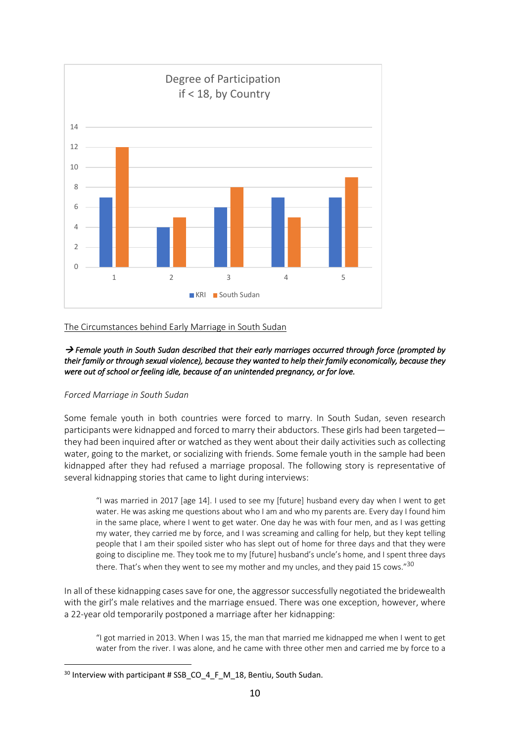**Degree of Participation if < 18, by Country**

| | 1 | 2 | 3 | 4 | 5 |
|---|---|---|---|---|---|
| KRI | 7 | 4 | 6 | 7 | 7 |
| South Sudan | 12 | 5 | 8 | 5 | 9 |

The Circumstances behind Early Marriage in South Sudan

***→ Female youth in South Sudan described that their early marriages occurred through force (prompted by their family or through sexual violence), because they wanted to help their family economically, because they were out of school or feeling idle, because of an unintended pregnancy, or for love.***

*Forced Marriage in South Sudan*

Some female youth in both countries were forced to marry. In South Sudan, seven research participants were kidnapped and forced to marry their abductors. These girls had been targeted—they had been inquired after or watched as they went about their daily activities such as collecting water, going to the market, or socializing with friends. Some female youth in the sample had been kidnapped after they had refused a marriage proposal. The following story is representative of several kidnapping stories that came to light during interviews:

> "I was married in 2017 [age 14]. I used to see my [future] husband every day when I went to get water. He was asking me questions about who I am and who my parents are. Every day I found him in the same place, where I went to get water. One day he was with four men, and as I was getting my water, they carried me by force, and I was screaming and calling for help, but they kept telling people that I am their spoiled sister who has slept out of home for three days and that they were going to discipline me. They took me to my [future] husband's uncle's home, and I spent three days there. That's when they went to see my mother and my uncles, and they paid 15 cows."[30]

In all of these kidnapping cases save for one, the aggressor successfully negotiated the bridewealth with the girl's male relatives and the marriage ensued. There was one exception, however, where a 22-year old temporarily postponed a marriage after her kidnapping:

> "I got married in 2013. When I was 15, the man that married me kidnapped me when I went to get water from the river. I was alone, and he came with three other men and carried me by force to a

[30] Interview with participant # SSB_CO_4_F_M_18, Bentiu, South Sudan.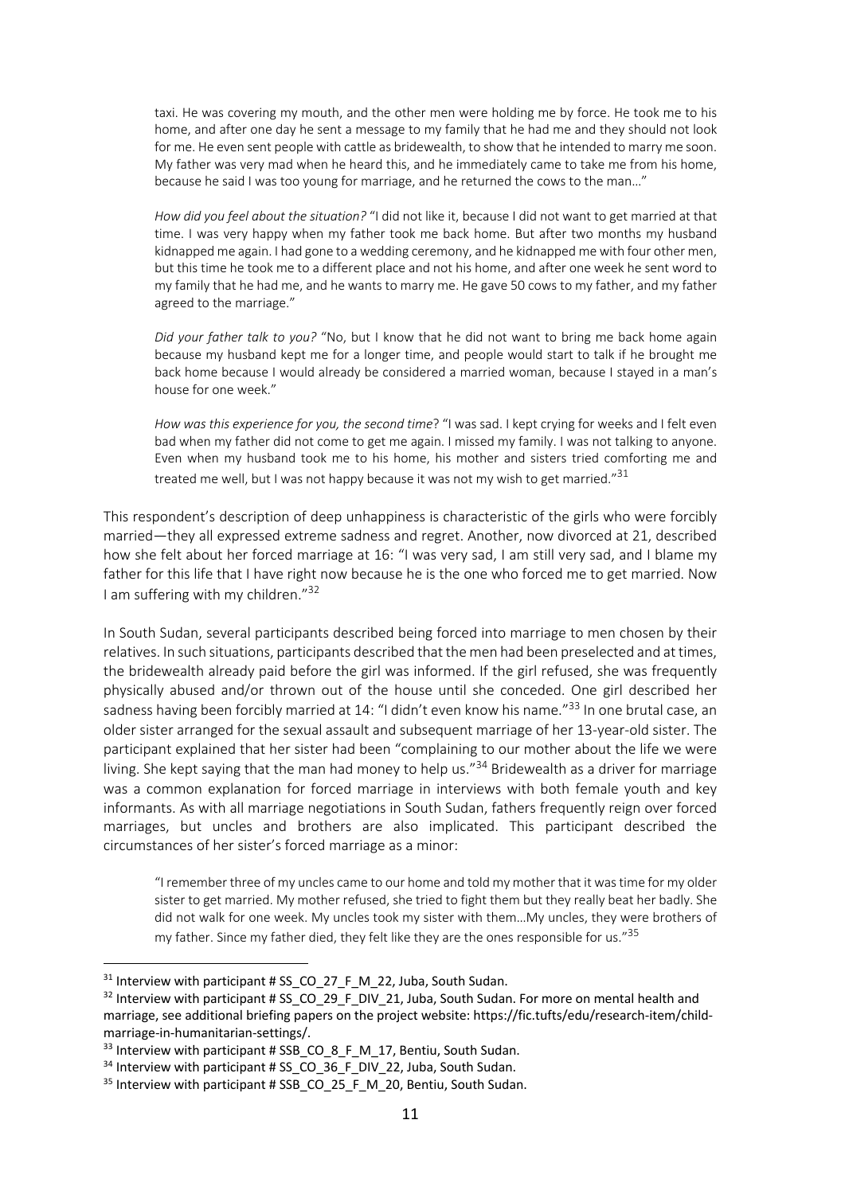> taxi. He was covering my mouth, and the other men were holding me by force. He took me to his home, and after one day he sent a message to my family that he had me and they should not look for me. He even sent people with cattle as bridewealth, to show that he intended to marry me soon. My father was very mad when he heard this, and he immediately came to take me from his home, because he said I was too young for marriage, and he returned the cows to the man…"
>
> *How did you feel about the situation?* "I did not like it, because I did not want to get married at that time. I was very happy when my father took me back home. But after two months my husband kidnapped me again. I had gone to a wedding ceremony, and he kidnapped me with four other men, but this time he took me to a different place and not his home, and after one week he sent word to my family that he had me, and he wants to marry me. He gave 50 cows to my father, and my father agreed to the marriage."
>
> *Did your father talk to you?* "No, but I know that he did not want to bring me back home again because my husband kept me for a longer time, and people would start to talk if he brought me back home because I would already be considered a married woman, because I stayed in a man's house for one week."
>
> *How was this experience for you, the second time*? "I was sad. I kept crying for weeks and I felt even bad when my father did not come to get me again. I missed my family. I was not talking to anyone. Even when my husband took me to his home, his mother and sisters tried comforting me and treated me well, but I was not happy because it was not my wish to get married."[31]

This respondent's description of deep unhappiness is characteristic of the girls who were forcibly married—they all expressed extreme sadness and regret. Another, now divorced at 21, described how she felt about her forced marriage at 16: "I was very sad, I am still very sad, and I blame my father for this life that I have right now because he is the one who forced me to get married. Now I am suffering with my children."[32]

In South Sudan, several participants described being forced into marriage to men chosen by their relatives. In such situations, participants described that the men had been preselected and at times, the bridewealth already paid before the girl was informed. If the girl refused, she was frequently physically abused and/or thrown out of the house until she conceded. One girl described her sadness having been forcibly married at 14: "I didn't even know his name."[33] In one brutal case, an older sister arranged for the sexual assault and subsequent marriage of her 13-year-old sister. The participant explained that her sister had been "complaining to our mother about the life we were living. She kept saying that the man had money to help us."[34] Bridewealth as a driver for marriage was a common explanation for forced marriage in interviews with both female youth and key informants. As with all marriage negotiations in South Sudan, fathers frequently reign over forced marriages, but uncles and brothers are also implicated. This participant described the circumstances of her sister's forced marriage as a minor:

> "I remember three of my uncles came to our home and told my mother that it was time for my older sister to get married. My mother refused, she tried to fight them but they really beat her badly. She did not walk for one week. My uncles took my sister with them…My uncles, they were brothers of my father. Since my father died, they felt like they are the ones responsible for us."[35]

---

[31] Interview with participant # SS_CO_27_F_M_22, Juba, South Sudan.

[32] Interview with participant # SS_CO_29_F_DIV_21, Juba, South Sudan. For more on mental health and marriage, see additional briefing papers on the project website: https://fic.tufts/edu/research-item/child-marriage-in-humanitarian-settings/.

[33] Interview with participant # SSB_CO_8_F_M_17, Bentiu, South Sudan.

[34] Interview with participant # SS_CO_36_F_DIV_22, Juba, South Sudan.

[35] Interview with participant # SSB_CO_25_F_M_20, Bentiu, South Sudan.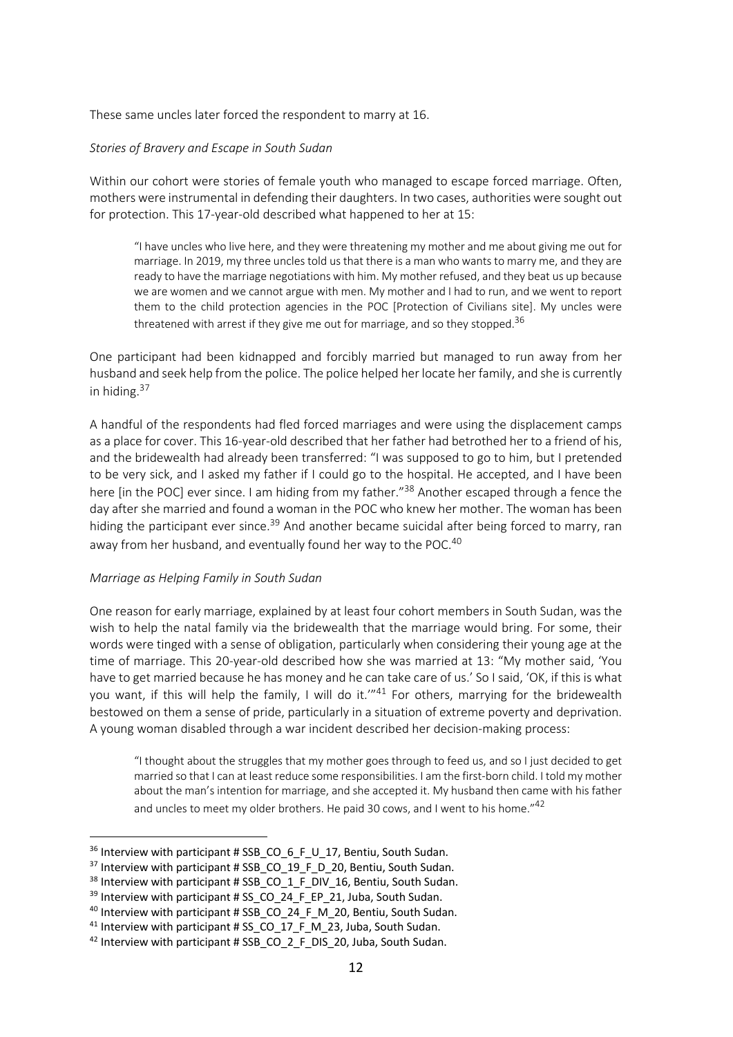These same uncles later forced the respondent to marry at 16.

*Stories of Bravery and Escape in South Sudan*

Within our cohort were stories of female youth who managed to escape forced marriage. Often, mothers were instrumental in defending their daughters. In two cases, authorities were sought out for protection. This 17-year-old described what happened to her at 15:

> "I have uncles who live here, and they were threatening my mother and me about giving me out for marriage. In 2019, my three uncles told us that there is a man who wants to marry me, and they are ready to have the marriage negotiations with him. My mother refused, and they beat us up because we are women and we cannot argue with men. My mother and I had to run, and we went to report them to the child protection agencies in the POC [Protection of Civilians site]. My uncles were threatened with arrest if they give me out for marriage, and so they stopped.[36]

One participant had been kidnapped and forcibly married but managed to run away from her husband and seek help from the police. The police helped her locate her family, and she is currently in hiding.[37]

A handful of the respondents had fled forced marriages and were using the displacement camps as a place for cover. This 16-year-old described that her father had betrothed her to a friend of his, and the bridewealth had already been transferred: "I was supposed to go to him, but I pretended to be very sick, and I asked my father if I could go to the hospital. He accepted, and I have been here [in the POC] ever since. I am hiding from my father."[38] Another escaped through a fence the day after she married and found a woman in the POC who knew her mother. The woman has been hiding the participant ever since.[39] And another became suicidal after being forced to marry, ran away from her husband, and eventually found her way to the POC.[40]

*Marriage as Helping Family in South Sudan*

One reason for early marriage, explained by at least four cohort members in South Sudan, was the wish to help the natal family via the bridewealth that the marriage would bring. For some, their words were tinged with a sense of obligation, particularly when considering their young age at the time of marriage. This 20-year-old described how she was married at 13: "My mother said, 'You have to get married because he has money and he can take care of us.' So I said, 'OK, if this is what you want, if this will help the family, I will do it.'"[41] For others, marrying for the bridewealth bestowed on them a sense of pride, particularly in a situation of extreme poverty and deprivation. A young woman disabled through a war incident described her decision-making process:

> "I thought about the struggles that my mother goes through to feed us, and so I just decided to get married so that I can at least reduce some responsibilities. I am the first-born child. I told my mother about the man's intention for marriage, and she accepted it. My husband then came with his father and uncles to meet my older brothers. He paid 30 cows, and I went to his home."[42]

---

[36] Interview with participant # SSB_CO_6_F_U_17, Bentiu, South Sudan.

[37] Interview with participant # SSB_CO_19_F_D_20, Bentiu, South Sudan.

[38] Interview with participant # SSB_CO_1_F_DIV_16, Bentiu, South Sudan.

[39] Interview with participant # SS_CO_24_F_EP_21, Juba, South Sudan.

[40] Interview with participant # SSB_CO_24_F_M_20, Bentiu, South Sudan.

[41] Interview with participant # SS_CO_17_F_M_23, Juba, South Sudan.

[42] Interview with participant # SSB_CO_2_F_DIS_20, Juba, South Sudan.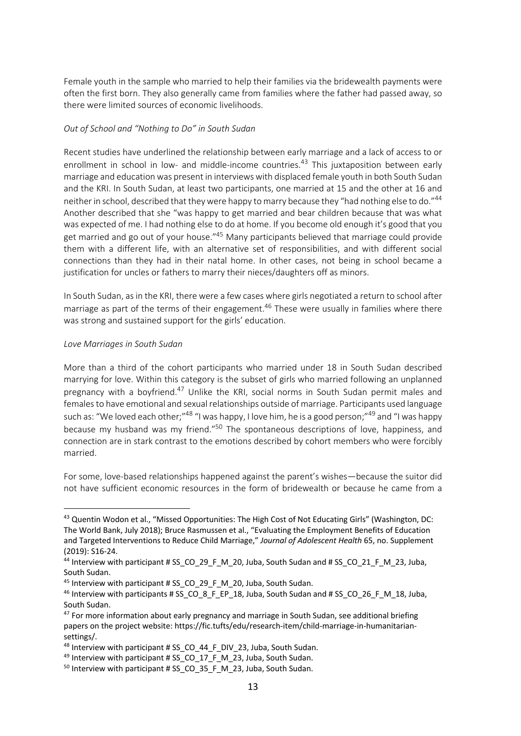Female youth in the sample who married to help their families via the bridewealth payments were often the first born. They also generally came from families where the father had passed away, so there were limited sources of economic livelihoods.

*Out of School and "Nothing to Do" in South Sudan*

Recent studies have underlined the relationship between early marriage and a lack of access to or enrollment in school in low- and middle-income countries.[43] This juxtaposition between early marriage and education was present in interviews with displaced female youth in both South Sudan and the KRI. In South Sudan, at least two participants, one married at 15 and the other at 16 and neither in school, described that they were happy to marry because they "had nothing else to do."[44] Another described that she "was happy to get married and bear children because that was what was expected of me. I had nothing else to do at home. If you become old enough it's good that you get married and go out of your house."[45] Many participants believed that marriage could provide them with a different life, with an alternative set of responsibilities, and with different social connections than they had in their natal home. In other cases, not being in school became a justification for uncles or fathers to marry their nieces/daughters off as minors.

In South Sudan, as in the KRI, there were a few cases where girls negotiated a return to school after marriage as part of the terms of their engagement.[46] These were usually in families where there was strong and sustained support for the girls' education.

*Love Marriages in South Sudan*

More than a third of the cohort participants who married under 18 in South Sudan described marrying for love. Within this category is the subset of girls who married following an unplanned pregnancy with a boyfriend.[47] Unlike the KRI, social norms in South Sudan permit males and females to have emotional and sexual relationships outside of marriage. Participants used language such as: "We loved each other;"[48] "I was happy, I love him, he is a good person;"[49] and "I was happy because my husband was my friend."[50] The spontaneous descriptions of love, happiness, and connection are in stark contrast to the emotions described by cohort members who were forcibly married.

For some, love-based relationships happened against the parent's wishes—because the suitor did not have sufficient economic resources in the form of bridewealth or because he came from a

---

[43] Quentin Wodon et al., "Missed Opportunities: The High Cost of Not Educating Girls" (Washington, DC: The World Bank, July 2018); Bruce Rasmussen et al., "Evaluating the Employment Benefits of Education and Targeted Interventions to Reduce Child Marriage," *Journal of Adolescent Health* 65, no. Supplement (2019): S16-24.

[44] Interview with participant # SS_CO_29_F_M_20, Juba, South Sudan and # SS_CO_21_F_M_23, Juba, South Sudan.

[45] Interview with participant # SS_CO_29_F_M_20, Juba, South Sudan.

[46] Interview with participants # SS_CO_8_F_EP_18, Juba, South Sudan and # SS_CO_26_F_M_18, Juba, South Sudan.

[47] For more information about early pregnancy and marriage in South Sudan, see additional briefing papers on the project website: https://fic.tufts/edu/research-item/child-marriage-in-humanitarian-settings/.

[48] Interview with participant # SS_CO_44_F_DIV_23, Juba, South Sudan.

[49] Interview with participant # SS_CO_17_F_M_23, Juba, South Sudan.

[50] Interview with participant # SS_CO_35_F_M_23, Juba, South Sudan.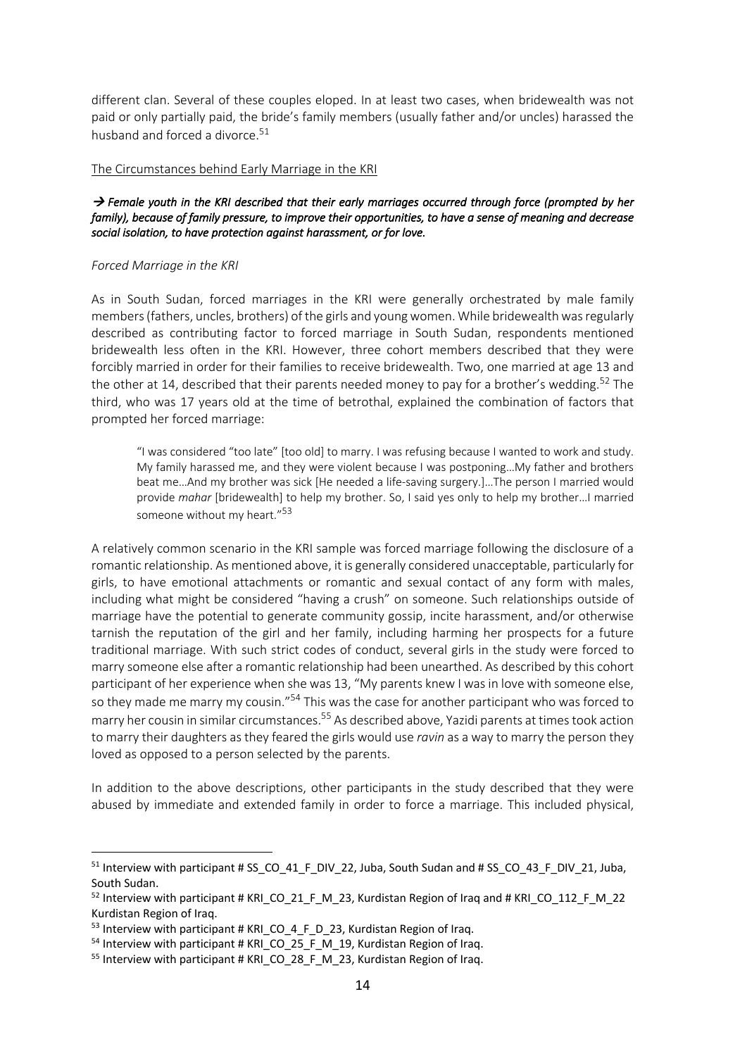different clan. Several of these couples eloped. In at least two cases, when bridewealth was not paid or only partially paid, the bride's family members (usually father and/or uncles) harassed the husband and forced a divorce.[51]

The Circumstances behind Early Marriage in the KRI

→ ***Female youth in the KRI described that their early marriages occurred through force (prompted by her family), because of family pressure, to improve their opportunities, to have a sense of meaning and decrease social isolation, to have protection against harassment, or for love.***

*Forced Marriage in the KRI*

As in South Sudan, forced marriages in the KRI were generally orchestrated by male family members (fathers, uncles, brothers) of the girls and young women. While bridewealth was regularly described as contributing factor to forced marriage in South Sudan, respondents mentioned bridewealth less often in the KRI. However, three cohort members described that they were forcibly married in order for their families to receive bridewealth. Two, one married at age 13 and the other at 14, described that their parents needed money to pay for a brother's wedding.[52] The third, who was 17 years old at the time of betrothal, explained the combination of factors that prompted her forced marriage:

> "I was considered "too late" [too old] to marry. I was refusing because I wanted to work and study. My family harassed me, and they were violent because I was postponing…My father and brothers beat me…And my brother was sick [He needed a life-saving surgery.]…The person I married would provide *mahar* [bridewealth] to help my brother. So, I said yes only to help my brother…I married someone without my heart."[53]

A relatively common scenario in the KRI sample was forced marriage following the disclosure of a romantic relationship. As mentioned above, it is generally considered unacceptable, particularly for girls, to have emotional attachments or romantic and sexual contact of any form with males, including what might be considered "having a crush" on someone. Such relationships outside of marriage have the potential to generate community gossip, incite harassment, and/or otherwise tarnish the reputation of the girl and her family, including harming her prospects for a future traditional marriage. With such strict codes of conduct, several girls in the study were forced to marry someone else after a romantic relationship had been unearthed. As described by this cohort participant of her experience when she was 13, "My parents knew I was in love with someone else, so they made me marry my cousin."[54] This was the case for another participant who was forced to marry her cousin in similar circumstances.[55] As described above, Yazidi parents at times took action to marry their daughters as they feared the girls would use *ravin* as a way to marry the person they loved as opposed to a person selected by the parents.

In addition to the above descriptions, other participants in the study described that they were abused by immediate and extended family in order to force a marriage. This included physical,

---

[51] Interview with participant # SS_CO_41_F_DIV_22, Juba, South Sudan and # SS_CO_43_F_DIV_21, Juba, South Sudan.

[52] Interview with participant # KRI_CO_21_F_M_23, Kurdistan Region of Iraq and # KRI_CO_112_F_M_22 Kurdistan Region of Iraq.

[53] Interview with participant # KRI_CO_4_F_D_23, Kurdistan Region of Iraq.

[54] Interview with participant # KRI_CO_25_F_M_19, Kurdistan Region of Iraq.

[55] Interview with participant # KRI_CO_28_F_M_23, Kurdistan Region of Iraq.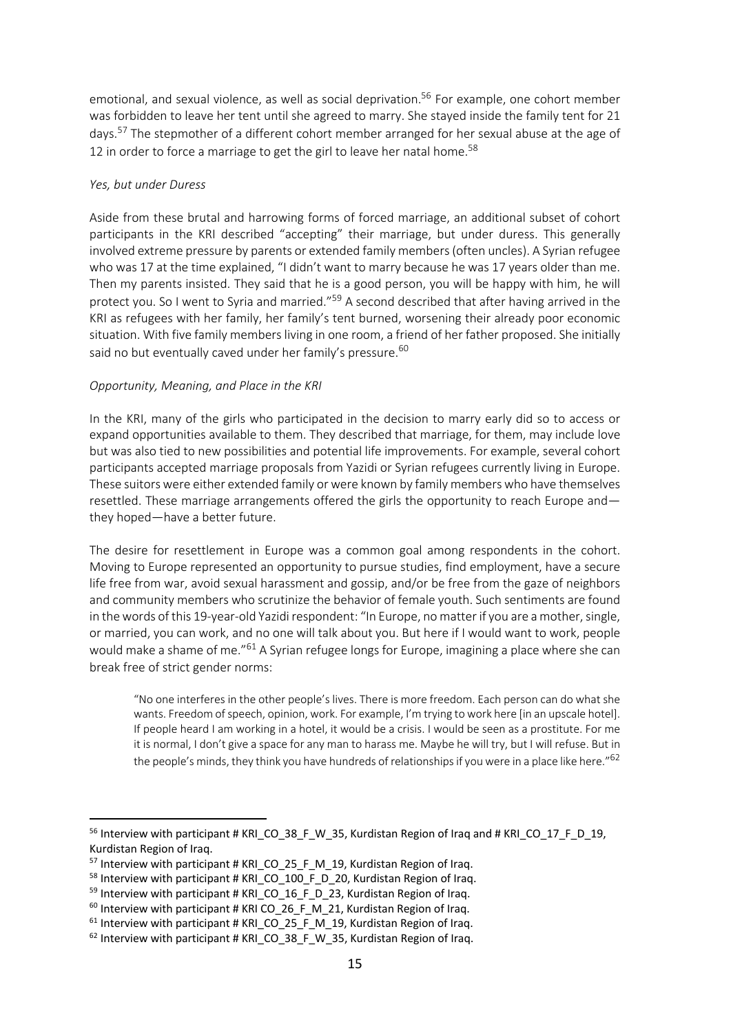emotional, and sexual violence, as well as social deprivation.[56] For example, one cohort member was forbidden to leave her tent until she agreed to marry. She stayed inside the family tent for 21 days.[57] The stepmother of a different cohort member arranged for her sexual abuse at the age of 12 in order to force a marriage to get the girl to leave her natal home.[58]

*Yes, but under Duress*

Aside from these brutal and harrowing forms of forced marriage, an additional subset of cohort participants in the KRI described "accepting" their marriage, but under duress. This generally involved extreme pressure by parents or extended family members (often uncles). A Syrian refugee who was 17 at the time explained, "I didn't want to marry because he was 17 years older than me. Then my parents insisted. They said that he is a good person, you will be happy with him, he will protect you. So I went to Syria and married."[59] A second described that after having arrived in the KRI as refugees with her family, her family's tent burned, worsening their already poor economic situation. With five family members living in one room, a friend of her father proposed. She initially said no but eventually caved under her family's pressure.[60]

*Opportunity, Meaning, and Place in the KRI*

In the KRI, many of the girls who participated in the decision to marry early did so to access or expand opportunities available to them. They described that marriage, for them, may include love but was also tied to new possibilities and potential life improvements. For example, several cohort participants accepted marriage proposals from Yazidi or Syrian refugees currently living in Europe. These suitors were either extended family or were known by family members who have themselves resettled. These marriage arrangements offered the girls the opportunity to reach Europe and—they hoped—have a better future.

The desire for resettlement in Europe was a common goal among respondents in the cohort. Moving to Europe represented an opportunity to pursue studies, find employment, have a secure life free from war, avoid sexual harassment and gossip, and/or be free from the gaze of neighbors and community members who scrutinize the behavior of female youth. Such sentiments are found in the words of this 19-year-old Yazidi respondent: "In Europe, no matter if you are a mother, single, or married, you can work, and no one will talk about you. But here if I would want to work, people would make a shame of me."[61] A Syrian refugee longs for Europe, imagining a place where she can break free of strict gender norms:

> "No one interferes in the other people's lives. There is more freedom. Each person can do what she wants. Freedom of speech, opinion, work. For example, I'm trying to work here [in an upscale hotel]. If people heard I am working in a hotel, it would be a crisis. I would be seen as a prostitute. For me it is normal, I don't give a space for any man to harass me. Maybe he will try, but I will refuse. But in the people's minds, they think you have hundreds of relationships if you were in a place like here."[62]

---

[56] Interview with participant # KRI_CO_38_F_W_35, Kurdistan Region of Iraq and # KRI_CO_17_F_D_19, Kurdistan Region of Iraq.

[57] Interview with participant # KRI_CO_25_F_M_19, Kurdistan Region of Iraq.

[58] Interview with participant # KRI_CO_100_F_D_20, Kurdistan Region of Iraq.

[59] Interview with participant # KRI_CO_16_F_D_23, Kurdistan Region of Iraq.

[60] Interview with participant # KRI CO_26_F_M_21, Kurdistan Region of Iraq.

[61] Interview with participant # KRI_CO_25_F_M_19, Kurdistan Region of Iraq.

[62] Interview with participant # KRI_CO_38_F_W_35, Kurdistan Region of Iraq.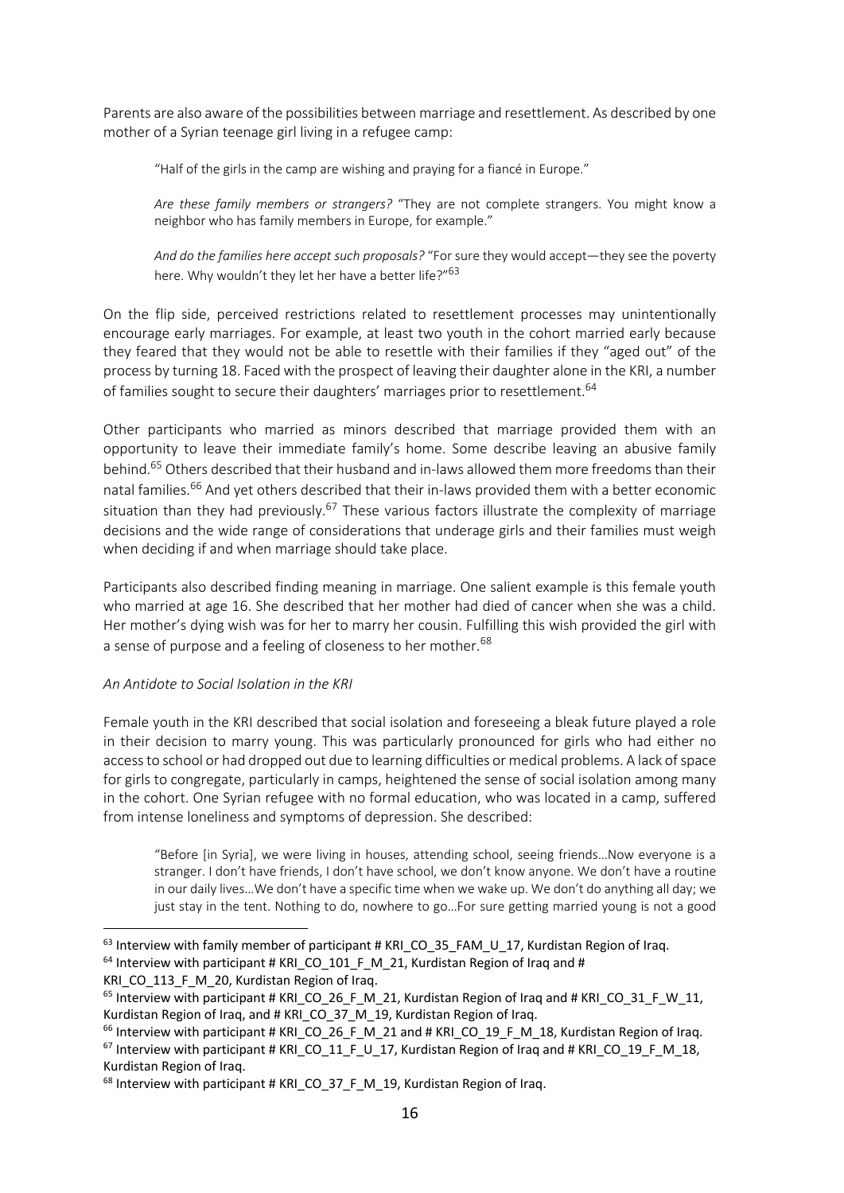Parents are also aware of the possibilities between marriage and resettlement. As described by one mother of a Syrian teenage girl living in a refugee camp:

> "Half of the girls in the camp are wishing and praying for a fiancé in Europe."
>
> *Are these family members or strangers?* "They are not complete strangers. You might know a neighbor who has family members in Europe, for example."
>
> *And do the families here accept such proposals?* "For sure they would accept—they see the poverty here. Why wouldn't they let her have a better life?"[63]

On the flip side, perceived restrictions related to resettlement processes may unintentionally encourage early marriages. For example, at least two youth in the cohort married early because they feared that they would not be able to resettle with their families if they "aged out" of the process by turning 18. Faced with the prospect of leaving their daughter alone in the KRI, a number of families sought to secure their daughters' marriages prior to resettlement.[64]

Other participants who married as minors described that marriage provided them with an opportunity to leave their immediate family's home. Some describe leaving an abusive family behind.[65] Others described that their husband and in-laws allowed them more freedoms than their natal families.[66] And yet others described that their in-laws provided them with a better economic situation than they had previously.[67] These various factors illustrate the complexity of marriage decisions and the wide range of considerations that underage girls and their families must weigh when deciding if and when marriage should take place.

Participants also described finding meaning in marriage. One salient example is this female youth who married at age 16. She described that her mother had died of cancer when she was a child. Her mother's dying wish was for her to marry her cousin. Fulfilling this wish provided the girl with a sense of purpose and a feeling of closeness to her mother.[68]

*An Antidote to Social Isolation in the KRI*

Female youth in the KRI described that social isolation and foreseeing a bleak future played a role in their decision to marry young. This was particularly pronounced for girls who had either no access to school or had dropped out due to learning difficulties or medical problems. A lack of space for girls to congregate, particularly in camps, heightened the sense of social isolation among many in the cohort. One Syrian refugee with no formal education, who was located in a camp, suffered from intense loneliness and symptoms of depression. She described:

> "Before [in Syria], we were living in houses, attending school, seeing friends…Now everyone is a stranger. I don't have friends, I don't have school, we don't know anyone. We don't have a routine in our daily lives…We don't have a specific time when we wake up. We don't do anything all day; we just stay in the tent. Nothing to do, nowhere to go…For sure getting married young is not a good

---

[63] Interview with family member of participant # KRI_CO_35_FAM_U_17, Kurdistan Region of Iraq.
[64] Interview with participant # KRI_CO_101_F_M_21, Kurdistan Region of Iraq and # KRI_CO_113_F_M_20, Kurdistan Region of Iraq.
[65] Interview with participant # KRI_CO_26_F_M_21, Kurdistan Region of Iraq and # KRI_CO_31_F_W_11, Kurdistan Region of Iraq, and # KRI_CO_37_M_19, Kurdistan Region of Iraq.
[66] Interview with participant # KRI_CO_26_F_M_21 and # KRI_CO_19_F_M_18, Kurdistan Region of Iraq.
[67] Interview with participant # KRI_CO_11_F_U_17, Kurdistan Region of Iraq and # KRI_CO_19_F_M_18, Kurdistan Region of Iraq.
[68] Interview with participant # KRI_CO_37_F_M_19, Kurdistan Region of Iraq.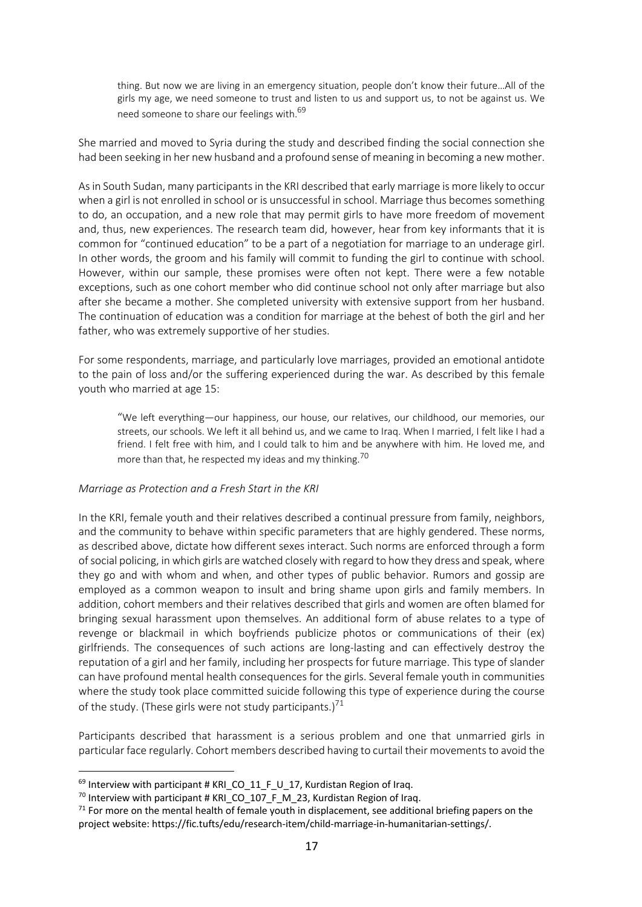> thing. But now we are living in an emergency situation, people don't know their future…All of the girls my age, we need someone to trust and listen to us and support us, to not be against us. We need someone to share our feelings with.[69]

She married and moved to Syria during the study and described finding the social connection she had been seeking in her new husband and a profound sense of meaning in becoming a new mother.

As in South Sudan, many participants in the KRI described that early marriage is more likely to occur when a girl is not enrolled in school or is unsuccessful in school. Marriage thus becomes something to do, an occupation, and a new role that may permit girls to have more freedom of movement and, thus, new experiences. The research team did, however, hear from key informants that it is common for "continued education" to be a part of a negotiation for marriage to an underage girl. In other words, the groom and his family will commit to funding the girl to continue with school. However, within our sample, these promises were often not kept. There were a few notable exceptions, such as one cohort member who did continue school not only after marriage but also after she became a mother. She completed university with extensive support from her husband. The continuation of education was a condition for marriage at the behest of both the girl and her father, who was extremely supportive of her studies.

For some respondents, marriage, and particularly love marriages, provided an emotional antidote to the pain of loss and/or the suffering experienced during the war. As described by this female youth who married at age 15:

> "We left everything—our happiness, our house, our relatives, our childhood, our memories, our streets, our schools. We left it all behind us, and we came to Iraq. When I married, I felt like I had a friend. I felt free with him, and I could talk to him and be anywhere with him. He loved me, and more than that, he respected my ideas and my thinking.[70]

*Marriage as Protection and a Fresh Start in the KRI*

In the KRI, female youth and their relatives described a continual pressure from family, neighbors, and the community to behave within specific parameters that are highly gendered. These norms, as described above, dictate how different sexes interact. Such norms are enforced through a form of social policing, in which girls are watched closely with regard to how they dress and speak, where they go and with whom and when, and other types of public behavior. Rumors and gossip are employed as a common weapon to insult and bring shame upon girls and family members. In addition, cohort members and their relatives described that girls and women are often blamed for bringing sexual harassment upon themselves. An additional form of abuse relates to a type of revenge or blackmail in which boyfriends publicize photos or communications of their (ex) girlfriends. The consequences of such actions are long-lasting and can effectively destroy the reputation of a girl and her family, including her prospects for future marriage. This type of slander can have profound mental health consequences for the girls. Several female youth in communities where the study took place committed suicide following this type of experience during the course of the study. (These girls were not study participants.)[71]

Participants described that harassment is a serious problem and one that unmarried girls in particular face regularly. Cohort members described having to curtail their movements to avoid the

---

[69] Interview with participant # KRI_CO_11_F_U_17, Kurdistan Region of Iraq.

[70] Interview with participant # KRI_CO_107_F_M_23, Kurdistan Region of Iraq.

[71] For more on the mental health of female youth in displacement, see additional briefing papers on the project website: https://fic.tufts/edu/research-item/child-marriage-in-humanitarian-settings/.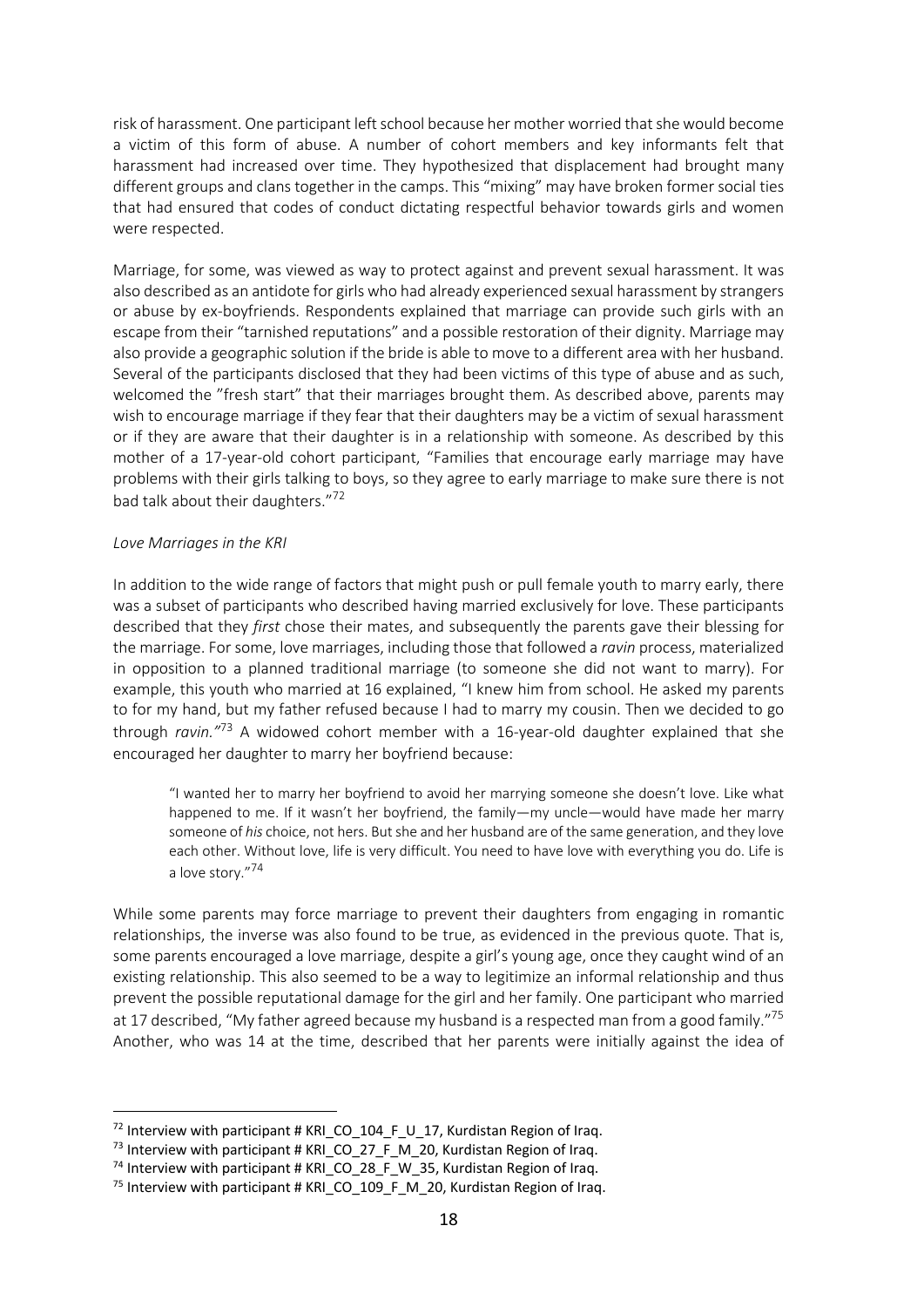risk of harassment. One participant left school because her mother worried that she would become a victim of this form of abuse. A number of cohort members and key informants felt that harassment had increased over time. They hypothesized that displacement had brought many different groups and clans together in the camps. This "mixing" may have broken former social ties that had ensured that codes of conduct dictating respectful behavior towards girls and women were respected.

Marriage, for some, was viewed as way to protect against and prevent sexual harassment. It was also described as an antidote for girls who had already experienced sexual harassment by strangers or abuse by ex-boyfriends. Respondents explained that marriage can provide such girls with an escape from their "tarnished reputations" and a possible restoration of their dignity. Marriage may also provide a geographic solution if the bride is able to move to a different area with her husband. Several of the participants disclosed that they had been victims of this type of abuse and as such, welcomed the "fresh start" that their marriages brought them. As described above, parents may wish to encourage marriage if they fear that their daughters may be a victim of sexual harassment or if they are aware that their daughter is in a relationship with someone. As described by this mother of a 17-year-old cohort participant, "Families that encourage early marriage may have problems with their girls talking to boys, so they agree to early marriage to make sure there is not bad talk about their daughters."[72]

*Love Marriages in the KRI*

In addition to the wide range of factors that might push or pull female youth to marry early, there was a subset of participants who described having married exclusively for love. These participants described that they *first* chose their mates, and subsequently the parents gave their blessing for the marriage. For some, love marriages, including those that followed a *ravin* process, materialized in opposition to a planned traditional marriage (to someone she did not want to marry). For example, this youth who married at 16 explained, "I knew him from school. He asked my parents to for my hand, but my father refused because I had to marry my cousin. Then we decided to go through *ravin."*[73] A widowed cohort member with a 16-year-old daughter explained that she encouraged her daughter to marry her boyfriend because:

> "I wanted her to marry her boyfriend to avoid her marrying someone she doesn't love. Like what happened to me. If it wasn't her boyfriend, the family—my uncle—would have made her marry someone of *his* choice, not hers. But she and her husband are of the same generation, and they love each other. Without love, life is very difficult. You need to have love with everything you do. Life is a love story."[74]

While some parents may force marriage to prevent their daughters from engaging in romantic relationships, the inverse was also found to be true, as evidenced in the previous quote. That is, some parents encouraged a love marriage, despite a girl's young age, once they caught wind of an existing relationship. This also seemed to be a way to legitimize an informal relationship and thus prevent the possible reputational damage for the girl and her family. One participant who married at 17 described, "My father agreed because my husband is a respected man from a good family."[75] Another, who was 14 at the time, described that her parents were initially against the idea of

[72] Interview with participant # KRI_CO_104_F_U_17, Kurdistan Region of Iraq.

[73] Interview with participant # KRI_CO_27_F_M_20, Kurdistan Region of Iraq.

[74] Interview with participant # KRI_CO_28_F_W_35, Kurdistan Region of Iraq.

[75] Interview with participant # KRI_CO_109_F_M_20, Kurdistan Region of Iraq.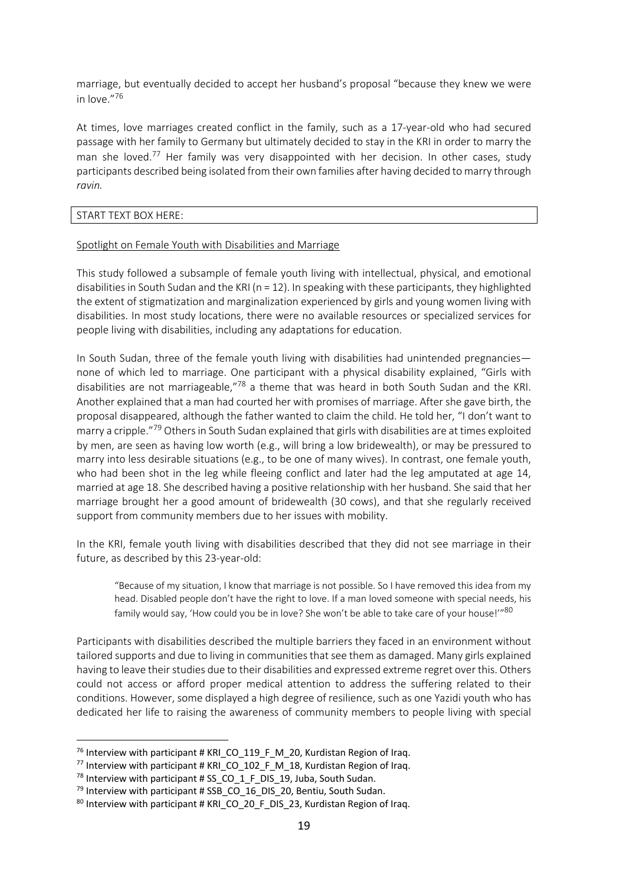marriage, but eventually decided to accept her husband's proposal "because they knew we were in love."[76]

At times, love marriages created conflict in the family, such as a 17-year-old who had secured passage with her family to Germany but ultimately decided to stay in the KRI in order to marry the man she loved.[77] Her family was very disappointed with her decision. In other cases, study participants described being isolated from their own families after having decided to marry through *ravin.*

START TEXT BOX HERE:

Spotlight on Female Youth with Disabilities and Marriage

This study followed a subsample of female youth living with intellectual, physical, and emotional disabilities in South Sudan and the KRI (n = 12). In speaking with these participants, they highlighted the extent of stigmatization and marginalization experienced by girls and young women living with disabilities. In most study locations, there were no available resources or specialized services for people living with disabilities, including any adaptations for education.

In South Sudan, three of the female youth living with disabilities had unintended pregnancies—none of which led to marriage. One participant with a physical disability explained, "Girls with disabilities are not marriageable,"[78] a theme that was heard in both South Sudan and the KRI. Another explained that a man had courted her with promises of marriage. After she gave birth, the proposal disappeared, although the father wanted to claim the child. He told her, "I don't want to marry a cripple."[79] Others in South Sudan explained that girls with disabilities are at times exploited by men, are seen as having low worth (e.g., will bring a low bridewealth), or may be pressured to marry into less desirable situations (e.g., to be one of many wives). In contrast, one female youth, who had been shot in the leg while fleeing conflict and later had the leg amputated at age 14, married at age 18. She described having a positive relationship with her husband. She said that her marriage brought her a good amount of bridewealth (30 cows), and that she regularly received support from community members due to her issues with mobility.

In the KRI, female youth living with disabilities described that they did not see marriage in their future, as described by this 23-year-old:

> "Because of my situation, I know that marriage is not possible. So I have removed this idea from my head. Disabled people don't have the right to love. If a man loved someone with special needs, his family would say, 'How could you be in love? She won't be able to take care of your house!'"[80]

Participants with disabilities described the multiple barriers they faced in an environment without tailored supports and due to living in communities that see them as damaged. Many girls explained having to leave their studies due to their disabilities and expressed extreme regret over this. Others could not access or afford proper medical attention to address the suffering related to their conditions. However, some displayed a high degree of resilience, such as one Yazidi youth who has dedicated her life to raising the awareness of community members to people living with special

---

[76] Interview with participant # KRI_CO_119_F_M_20, Kurdistan Region of Iraq.

[77] Interview with participant # KRI_CO_102_F_M_18, Kurdistan Region of Iraq.

[78] Interview with participant # SS_CO_1_F_DIS_19, Juba, South Sudan.

[79] Interview with participant # SSB_CO_16_DIS_20, Bentiu, South Sudan.

[80] Interview with participant # KRI_CO_20_F_DIS_23, Kurdistan Region of Iraq.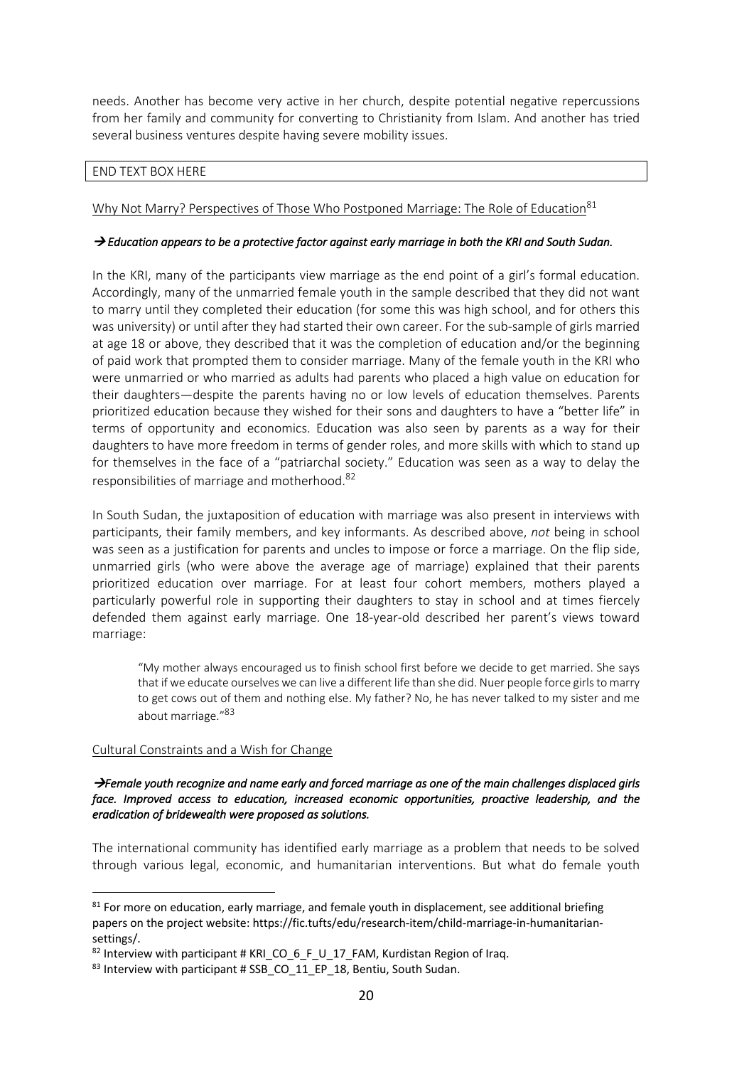needs. Another has become very active in her church, despite potential negative repercussions from her family and community for converting to Christianity from Islam. And another has tried several business ventures despite having severe mobility issues.

END TEXT BOX HERE

Why Not Marry? Perspectives of Those Who Postponed Marriage: The Role of Education[81]

***→ Education appears to be a protective factor against early marriage in both the KRI and South Sudan.***

In the KRI, many of the participants view marriage as the end point of a girl's formal education. Accordingly, many of the unmarried female youth in the sample described that they did not want to marry until they completed their education (for some this was high school, and for others this was university) or until after they had started their own career. For the sub-sample of girls married at age 18 or above, they described that it was the completion of education and/or the beginning of paid work that prompted them to consider marriage. Many of the female youth in the KRI who were unmarried or who married as adults had parents who placed a high value on education for their daughters—despite the parents having no or low levels of education themselves. Parents prioritized education because they wished for their sons and daughters to have a "better life" in terms of opportunity and economics. Education was also seen by parents as a way for their daughters to have more freedom in terms of gender roles, and more skills with which to stand up for themselves in the face of a "patriarchal society." Education was seen as a way to delay the responsibilities of marriage and motherhood.[82]

In South Sudan, the juxtaposition of education with marriage was also present in interviews with participants, their family members, and key informants. As described above, *not* being in school was seen as a justification for parents and uncles to impose or force a marriage. On the flip side, unmarried girls (who were above the average age of marriage) explained that their parents prioritized education over marriage. For at least four cohort members, mothers played a particularly powerful role in supporting their daughters to stay in school and at times fiercely defended them against early marriage. One 18-year-old described her parent's views toward marriage:

> "My mother always encouraged us to finish school first before we decide to get married. She says that if we educate ourselves we can live a different life than she did. Nuer people force girls to marry to get cows out of them and nothing else. My father? No, he has never talked to my sister and me about marriage."[83]

Cultural Constraints and a Wish for Change

***→Female youth recognize and name early and forced marriage as one of the main challenges displaced girls face. Improved access to education, increased economic opportunities, proactive leadership, and the eradication of bridewealth were proposed as solutions.***

The international community has identified early marriage as a problem that needs to be solved through various legal, economic, and humanitarian interventions. But what do female youth

---

[81] For more on education, early marriage, and female youth in displacement, see additional briefing papers on the project website: https://fic.tufts/edu/research-item/child-marriage-in-humanitarian-settings/.

[82] Interview with participant # KRI_CO_6_F_U_17_FAM, Kurdistan Region of Iraq.

[83] Interview with participant # SSB_CO_11_EP_18, Bentiu, South Sudan.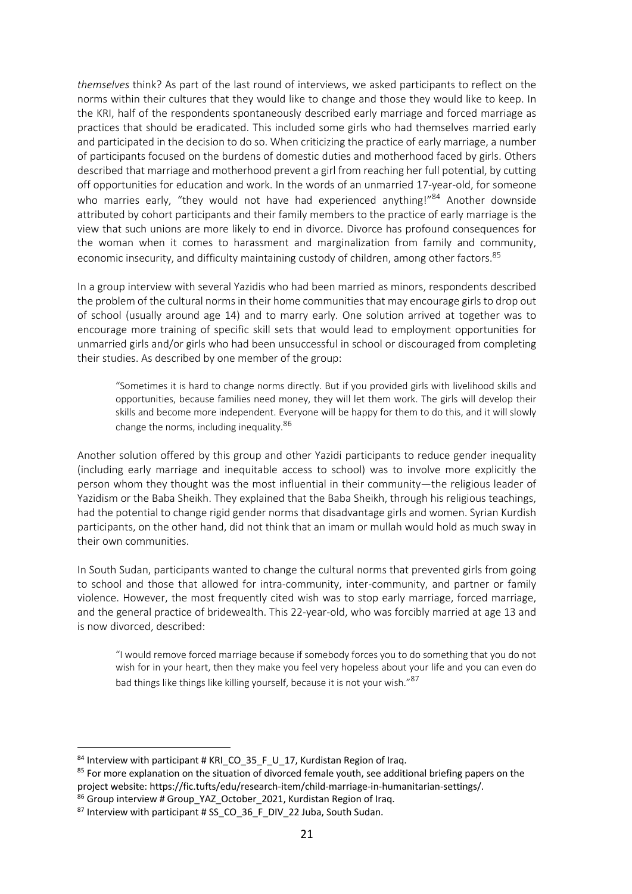*themselves* think? As part of the last round of interviews, we asked participants to reflect on the norms within their cultures that they would like to change and those they would like to keep. In the KRI, half of the respondents spontaneously described early marriage and forced marriage as practices that should be eradicated. This included some girls who had themselves married early and participated in the decision to do so. When criticizing the practice of early marriage, a number of participants focused on the burdens of domestic duties and motherhood faced by girls. Others described that marriage and motherhood prevent a girl from reaching her full potential, by cutting off opportunities for education and work. In the words of an unmarried 17-year-old, for someone who marries early, "they would not have had experienced anything!"[84] Another downside attributed by cohort participants and their family members to the practice of early marriage is the view that such unions are more likely to end in divorce. Divorce has profound consequences for the woman when it comes to harassment and marginalization from family and community, economic insecurity, and difficulty maintaining custody of children, among other factors.[85]

In a group interview with several Yazidis who had been married as minors, respondents described the problem of the cultural norms in their home communities that may encourage girls to drop out of school (usually around age 14) and to marry early. One solution arrived at together was to encourage more training of specific skill sets that would lead to employment opportunities for unmarried girls and/or girls who had been unsuccessful in school or discouraged from completing their studies. As described by one member of the group:

> "Sometimes it is hard to change norms directly. But if you provided girls with livelihood skills and opportunities, because families need money, they will let them work. The girls will develop their skills and become more independent. Everyone will be happy for them to do this, and it will slowly change the norms, including inequality.[86]

Another solution offered by this group and other Yazidi participants to reduce gender inequality (including early marriage and inequitable access to school) was to involve more explicitly the person whom they thought was the most influential in their community—the religious leader of Yazidism or the Baba Sheikh. They explained that the Baba Sheikh, through his religious teachings, had the potential to change rigid gender norms that disadvantage girls and women. Syrian Kurdish participants, on the other hand, did not think that an imam or mullah would hold as much sway in their own communities.

In South Sudan, participants wanted to change the cultural norms that prevented girls from going to school and those that allowed for intra-community, inter-community, and partner or family violence. However, the most frequently cited wish was to stop early marriage, forced marriage, and the general practice of bridewealth. This 22-year-old, who was forcibly married at age 13 and is now divorced, described:

> "I would remove forced marriage because if somebody forces you to do something that you do not wish for in your heart, then they make you feel very hopeless about your life and you can even do bad things like things like killing yourself, because it is not your wish."[87]

---

[84] Interview with participant # KRI_CO_35_F_U_17, Kurdistan Region of Iraq.

[85] For more explanation on the situation of divorced female youth, see additional briefing papers on the project website: https://fic.tufts/edu/research-item/child-marriage-in-humanitarian-settings/.

[86] Group interview # Group_YAZ_October_2021, Kurdistan Region of Iraq.

[87] Interview with participant # SS_CO_36_F_DIV_22 Juba, South Sudan.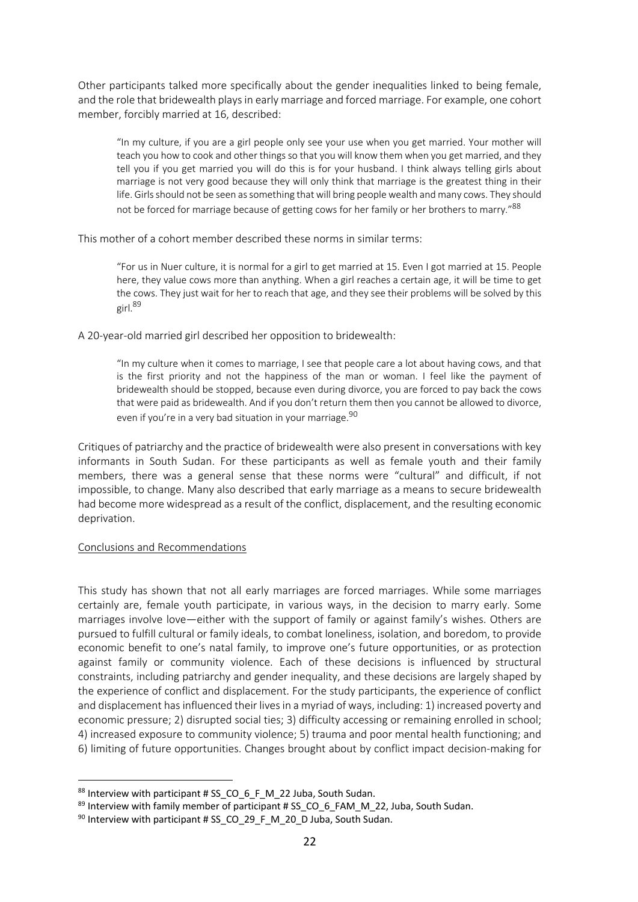Other participants talked more specifically about the gender inequalities linked to being female, and the role that bridewealth plays in early marriage and forced marriage. For example, one cohort member, forcibly married at 16, described:

> "In my culture, if you are a girl people only see your use when you get married. Your mother will teach you how to cook and other things so that you will know them when you get married, and they tell you if you get married you will do this is for your husband. I think always telling girls about marriage is not very good because they will only think that marriage is the greatest thing in their life. Girls should not be seen as something that will bring people wealth and many cows. They should not be forced for marriage because of getting cows for her family or her brothers to marry."[88]

This mother of a cohort member described these norms in similar terms:

> "For us in Nuer culture, it is normal for a girl to get married at 15. Even I got married at 15. People here, they value cows more than anything. When a girl reaches a certain age, it will be time to get the cows. They just wait for her to reach that age, and they see their problems will be solved by this girl.[89]

A 20-year-old married girl described her opposition to bridewealth:

> "In my culture when it comes to marriage, I see that people care a lot about having cows, and that is the first priority and not the happiness of the man or woman. I feel like the payment of bridewealth should be stopped, because even during divorce, you are forced to pay back the cows that were paid as bridewealth. And if you don't return them then you cannot be allowed to divorce, even if you're in a very bad situation in your marriage.[90]

Critiques of patriarchy and the practice of bridewealth were also present in conversations with key informants in South Sudan. For these participants as well as female youth and their family members, there was a general sense that these norms were "cultural" and difficult, if not impossible, to change. Many also described that early marriage as a means to secure bridewealth had become more widespread as a result of the conflict, displacement, and the resulting economic deprivation.

## Conclusions and Recommendations

This study has shown that not all early marriages are forced marriages. While some marriages certainly are, female youth participate, in various ways, in the decision to marry early. Some marriages involve love—either with the support of family or against family's wishes. Others are pursued to fulfill cultural or family ideals, to combat loneliness, isolation, and boredom, to provide economic benefit to one's natal family, to improve one's future opportunities, or as protection against family or community violence. Each of these decisions is influenced by structural constraints, including patriarchy and gender inequality, and these decisions are largely shaped by the experience of conflict and displacement. For the study participants, the experience of conflict and displacement has influenced their lives in a myriad of ways, including: 1) increased poverty and economic pressure; 2) disrupted social ties; 3) difficulty accessing or remaining enrolled in school; 4) increased exposure to community violence; 5) trauma and poor mental health functioning; and 6) limiting of future opportunities. Changes brought about by conflict impact decision-making for

[88] Interview with participant # SS_CO_6_F_M_22 Juba, South Sudan.

[89] Interview with family member of participant # SS_CO_6_FAM_M_22, Juba, South Sudan.

[90] Interview with participant # SS_CO_29_F_M_20_D Juba, South Sudan.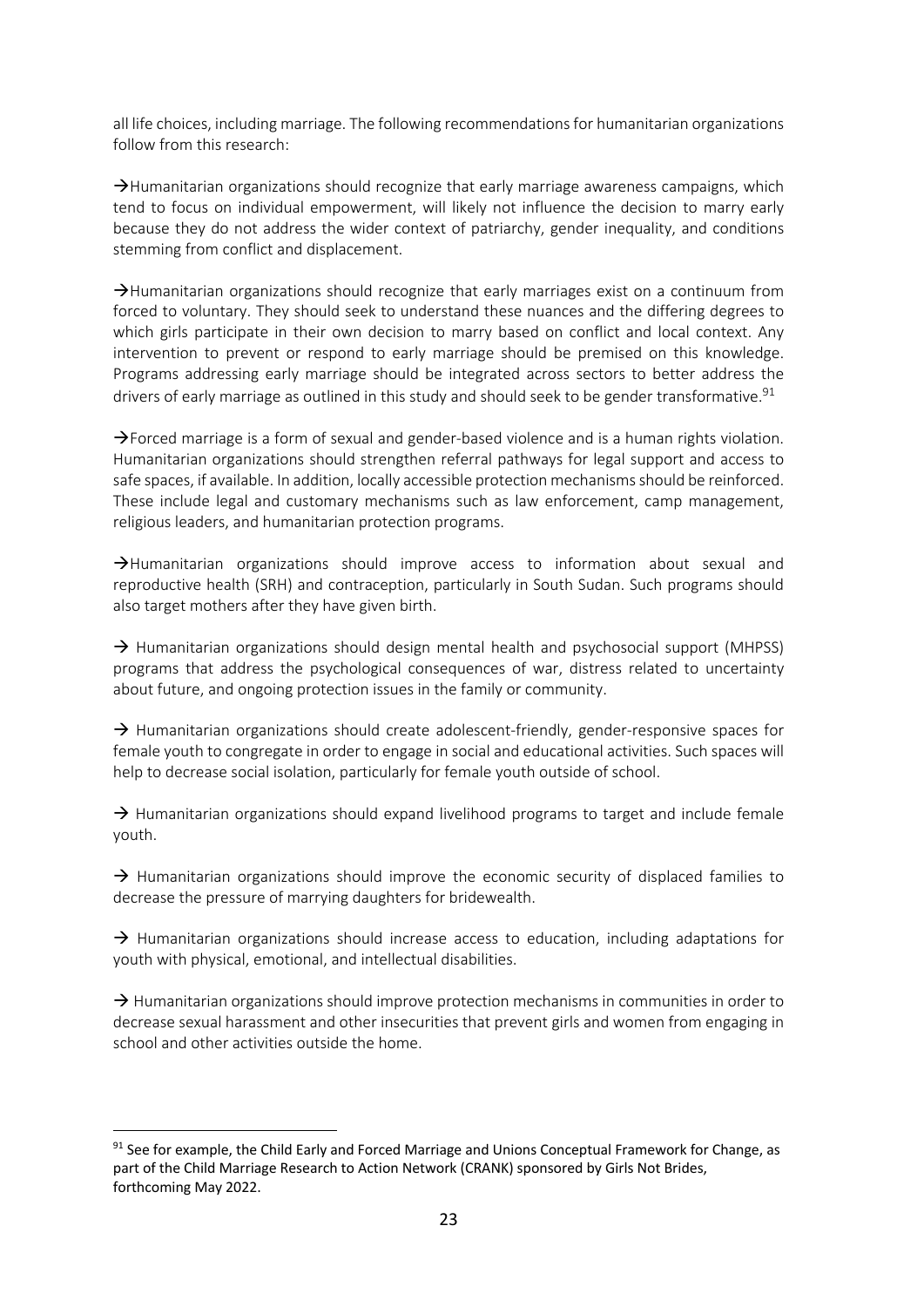all life choices, including marriage. The following recommendations for humanitarian organizations follow from this research:

→Humanitarian organizations should recognize that early marriage awareness campaigns, which tend to focus on individual empowerment, will likely not influence the decision to marry early because they do not address the wider context of patriarchy, gender inequality, and conditions stemming from conflict and displacement.

→Humanitarian organizations should recognize that early marriages exist on a continuum from forced to voluntary. They should seek to understand these nuances and the differing degrees to which girls participate in their own decision to marry based on conflict and local context. Any intervention to prevent or respond to early marriage should be premised on this knowledge. Programs addressing early marriage should be integrated across sectors to better address the drivers of early marriage as outlined in this study and should seek to be gender transformative.[91]

→Forced marriage is a form of sexual and gender-based violence and is a human rights violation. Humanitarian organizations should strengthen referral pathways for legal support and access to safe spaces, if available. In addition, locally accessible protection mechanisms should be reinforced. These include legal and customary mechanisms such as law enforcement, camp management, religious leaders, and humanitarian protection programs.

→Humanitarian organizations should improve access to information about sexual and reproductive health (SRH) and contraception, particularly in South Sudan. Such programs should also target mothers after they have given birth.

→ Humanitarian organizations should design mental health and psychosocial support (MHPSS) programs that address the psychological consequences of war, distress related to uncertainty about future, and ongoing protection issues in the family or community.

→ Humanitarian organizations should create adolescent-friendly, gender-responsive spaces for female youth to congregate in order to engage in social and educational activities. Such spaces will help to decrease social isolation, particularly for female youth outside of school.

→ Humanitarian organizations should expand livelihood programs to target and include female youth.

→ Humanitarian organizations should improve the economic security of displaced families to decrease the pressure of marrying daughters for bridewealth.

→ Humanitarian organizations should increase access to education, including adaptations for youth with physical, emotional, and intellectual disabilities.

→ Humanitarian organizations should improve protection mechanisms in communities in order to decrease sexual harassment and other insecurities that prevent girls and women from engaging in school and other activities outside the home.

---

[91] See for example, the Child Early and Forced Marriage and Unions Conceptual Framework for Change, as part of the Child Marriage Research to Action Network (CRANK) sponsored by Girls Not Brides, forthcoming May 2022.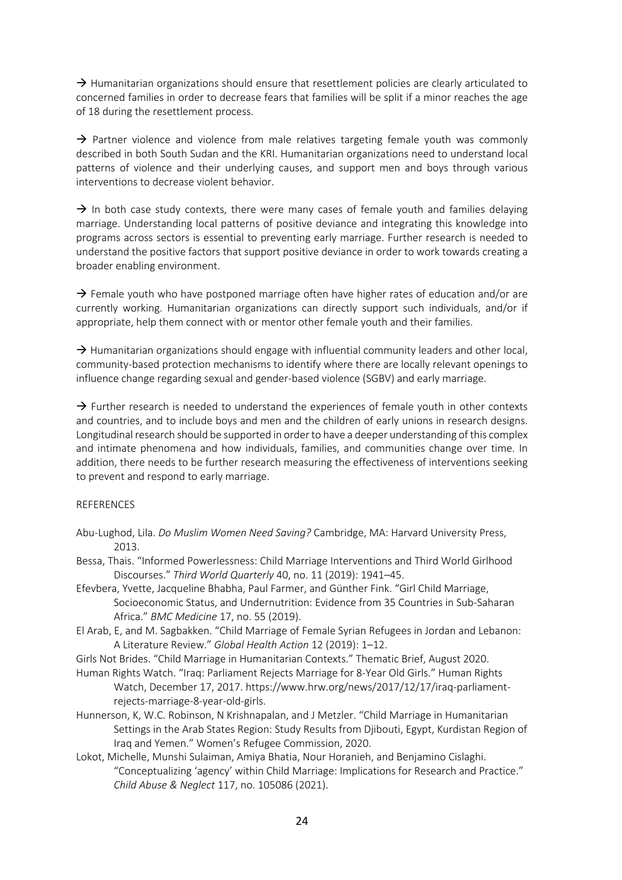→ Humanitarian organizations should ensure that resettlement policies are clearly articulated to concerned families in order to decrease fears that families will be split if a minor reaches the age of 18 during the resettlement process.

→ Partner violence and violence from male relatives targeting female youth was commonly described in both South Sudan and the KRI. Humanitarian organizations need to understand local patterns of violence and their underlying causes, and support men and boys through various interventions to decrease violent behavior.

→ In both case study contexts, there were many cases of female youth and families delaying marriage. Understanding local patterns of positive deviance and integrating this knowledge into programs across sectors is essential to preventing early marriage. Further research is needed to understand the positive factors that support positive deviance in order to work towards creating a broader enabling environment.

→ Female youth who have postponed marriage often have higher rates of education and/or are currently working. Humanitarian organizations can directly support such individuals, and/or if appropriate, help them connect with or mentor other female youth and their families.

→ Humanitarian organizations should engage with influential community leaders and other local, community-based protection mechanisms to identify where there are locally relevant openings to influence change regarding sexual and gender-based violence (SGBV) and early marriage.

→ Further research is needed to understand the experiences of female youth in other contexts and countries, and to include boys and men and the children of early unions in research designs. Longitudinal research should be supported in order to have a deeper understanding of this complex and intimate phenomena and how individuals, families, and communities change over time. In addition, there needs to be further research measuring the effectiveness of interventions seeking to prevent and respond to early marriage.

## REFERENCES

Abu-Lughod, Lila. *Do Muslim Women Need Saving?* Cambridge, MA: Harvard University Press, 2013.

Bessa, Thais. "Informed Powerlessness: Child Marriage Interventions and Third World Girlhood Discourses." *Third World Quarterly* 40, no. 11 (2019): 1941–45.

Efevbera, Yvette, Jacqueline Bhabha, Paul Farmer, and Günther Fink. "Girl Child Marriage, Socioeconomic Status, and Undernutrition: Evidence from 35 Countries in Sub-Saharan Africa." *BMC Medicine* 17, no. 55 (2019).

El Arab, E, and M. Sagbakken. "Child Marriage of Female Syrian Refugees in Jordan and Lebanon: A Literature Review." *Global Health Action* 12 (2019): 1–12.

Girls Not Brides. "Child Marriage in Humanitarian Contexts." Thematic Brief, August 2020.

Human Rights Watch. "Iraq: Parliament Rejects Marriage for 8-Year Old Girls." Human Rights Watch, December 17, 2017. https://www.hrw.org/news/2017/12/17/iraq-parliament-rejects-marriage-8-year-old-girls.

Hunnerson, K, W.C. Robinson, N Krishnapalan, and J Metzler. "Child Marriage in Humanitarian Settings in the Arab States Region: Study Results from Djibouti, Egypt, Kurdistan Region of Iraq and Yemen." Women's Refugee Commission, 2020.

Lokot, Michelle, Munshi Sulaiman, Amiya Bhatia, Nour Horanieh, and Benjamino Cislaghi. "Conceptualizing 'agency' within Child Marriage: Implications for Research and Practice." *Child Abuse & Neglect* 117, no. 105086 (2021).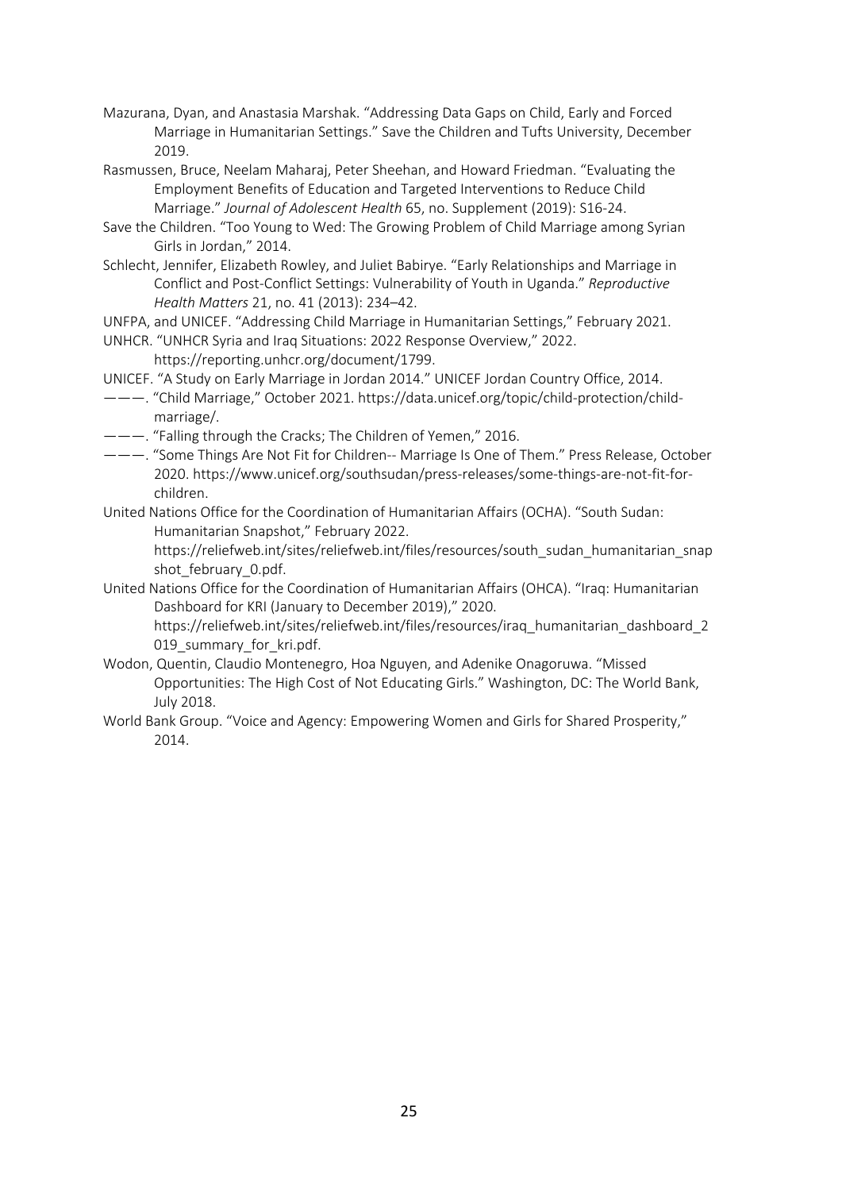Mazurana, Dyan, and Anastasia Marshak. "Addressing Data Gaps on Child, Early and Forced Marriage in Humanitarian Settings." Save the Children and Tufts University, December 2019.

Rasmussen, Bruce, Neelam Maharaj, Peter Sheehan, and Howard Friedman. "Evaluating the Employment Benefits of Education and Targeted Interventions to Reduce Child Marriage." *Journal of Adolescent Health* 65, no. Supplement (2019): S16-24.

Save the Children. "Too Young to Wed: The Growing Problem of Child Marriage among Syrian Girls in Jordan," 2014.

Schlecht, Jennifer, Elizabeth Rowley, and Juliet Babirye. "Early Relationships and Marriage in Conflict and Post-Conflict Settings: Vulnerability of Youth in Uganda." *Reproductive Health Matters* 21, no. 41 (2013): 234–42.

UNFPA, and UNICEF. "Addressing Child Marriage in Humanitarian Settings," February 2021.

UNHCR. "UNHCR Syria and Iraq Situations: 2022 Response Overview," 2022. https://reporting.unhcr.org/document/1799.

UNICEF. "A Study on Early Marriage in Jordan 2014." UNICEF Jordan Country Office, 2014.

———. "Child Marriage," October 2021. https://data.unicef.org/topic/child-protection/child-marriage/.

———. "Falling through the Cracks; The Children of Yemen," 2016.

———. "Some Things Are Not Fit for Children-- Marriage Is One of Them." Press Release, October 2020. https://www.unicef.org/southsudan/press-releases/some-things-are-not-fit-for-children.

United Nations Office for the Coordination of Humanitarian Affairs (OCHA). "South Sudan: Humanitarian Snapshot," February 2022. https://reliefweb.int/sites/reliefweb.int/files/resources/south_sudan_humanitarian_snapshot_february_0.pdf.

United Nations Office for the Coordination of Humanitarian Affairs (OHCA). "Iraq: Humanitarian Dashboard for KRI (January to December 2019)," 2020. https://reliefweb.int/sites/reliefweb.int/files/resources/iraq_humanitarian_dashboard_2019_summary_for_kri.pdf.

Wodon, Quentin, Claudio Montenegro, Hoa Nguyen, and Adenike Onagoruwa. "Missed Opportunities: The High Cost of Not Educating Girls." Washington, DC: The World Bank, July 2018.

World Bank Group. "Voice and Agency: Empowering Women and Girls for Shared Prosperity," 2014.